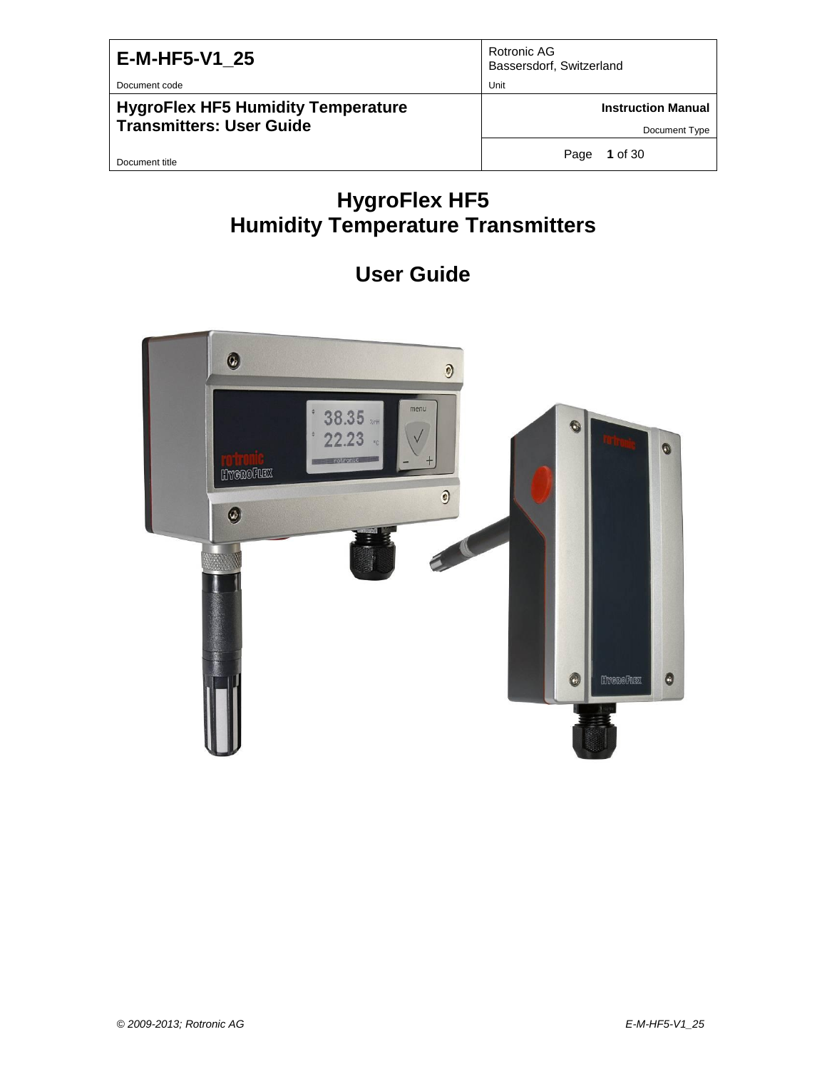| E-M-HF5-V1_25 | Rotronic AG<br>Bassersdorf, Switzerland |
| --- | --- |
| Document code | Unit |
| **HygroFlex HF5 Humidity Temperature Transmitters: User Guide** | **Instruction Manual** |
| | Document Type |
| Document title | Page **1** of 30 |

# HygroFlex HF5
# Humidity Temperature Transmitters

## User Guide

*© 2009-2013; Rotronic AG*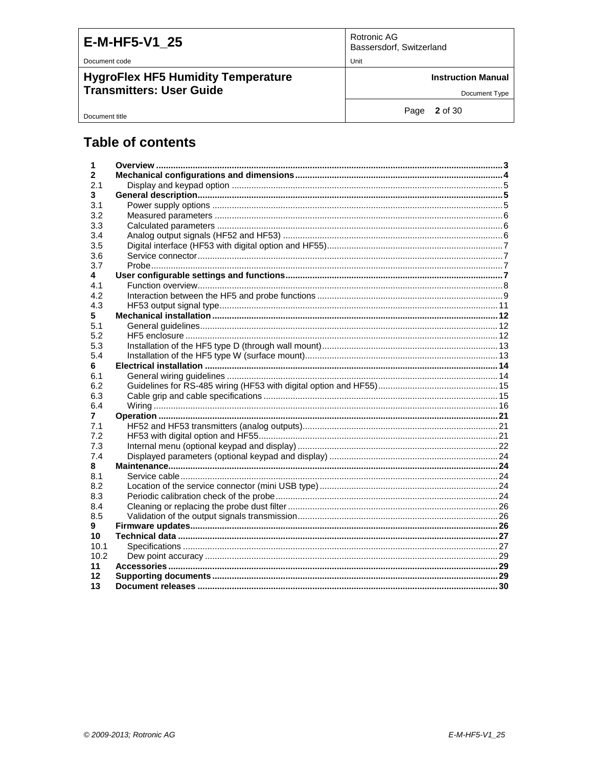# Table of contents

| | | |
|---|---|---|
| **1** | **Overview** | **3** |
| **2** | **Mechanical configurations and dimensions** | **4** |
| 2.1 | Display and keypad option | 5 |
| **3** | **General description** | **5** |
| 3.1 | Power supply options | 5 |
| 3.2 | Measured parameters | 6 |
| 3.3 | Calculated parameters | 6 |
| 3.4 | Analog output signals (HF52 and HF53) | 6 |
| 3.5 | Digital interface (HF53 with digital option and HF55) | 7 |
| 3.6 | Service connector | 7 |
| 3.7 | Probe | 7 |
| **4** | **User configurable settings and functions** | **7** |
| 4.1 | Function overview | 8 |
| 4.2 | Interaction between the HF5 and probe functions | 9 |
| 4.3 | HF53 output signal type | 11 |
| **5** | **Mechanical installation** | **12** |
| 5.1 | General guidelines | 12 |
| 5.2 | HF5 enclosure | 12 |
| 5.3 | Installation of the HF5 type D (through wall mount) | 13 |
| 5.4 | Installation of the HF5 type W (surface mount) | 13 |
| **6** | **Electrical installation** | **14** |
| 6.1 | General wiring guidelines | 14 |
| 6.2 | Guidelines for RS-485 wiring (HF53 with digital option and HF55) | 15 |
| 6.3 | Cable grip and cable specifications | 15 |
| 6.4 | Wiring | 16 |
| **7** | **Operation** | **21** |
| 7.1 | HF52 and HF53 transmitters (analog outputs) | 21 |
| 7.2 | HF53 with digital option and HF55 | 21 |
| 7.3 | Internal menu (optional keypad and display) | 22 |
| 7.4 | Displayed parameters (optional keypad and display) | 24 |
| **8** | **Maintenance** | **24** |
| 8.1 | Service cable | 24 |
| 8.2 | Location of the service connector (mini USB type) | 24 |
| 8.3 | Periodic calibration check of the probe | 24 |
| 8.4 | Cleaning or replacing the probe dust filter | 26 |
| 8.5 | Validation of the output signals transmission | 26 |
| **9** | **Firmware updates** | **26** |
| **10** | **Technical data** | **27** |
| 10.1 | Specifications | 27 |
| 10.2 | Dew point accuracy | 29 |
| **11** | **Accessories** | **29** |
| **12** | **Supporting documents** | **29** |
| **13** | **Document releases** | **30** |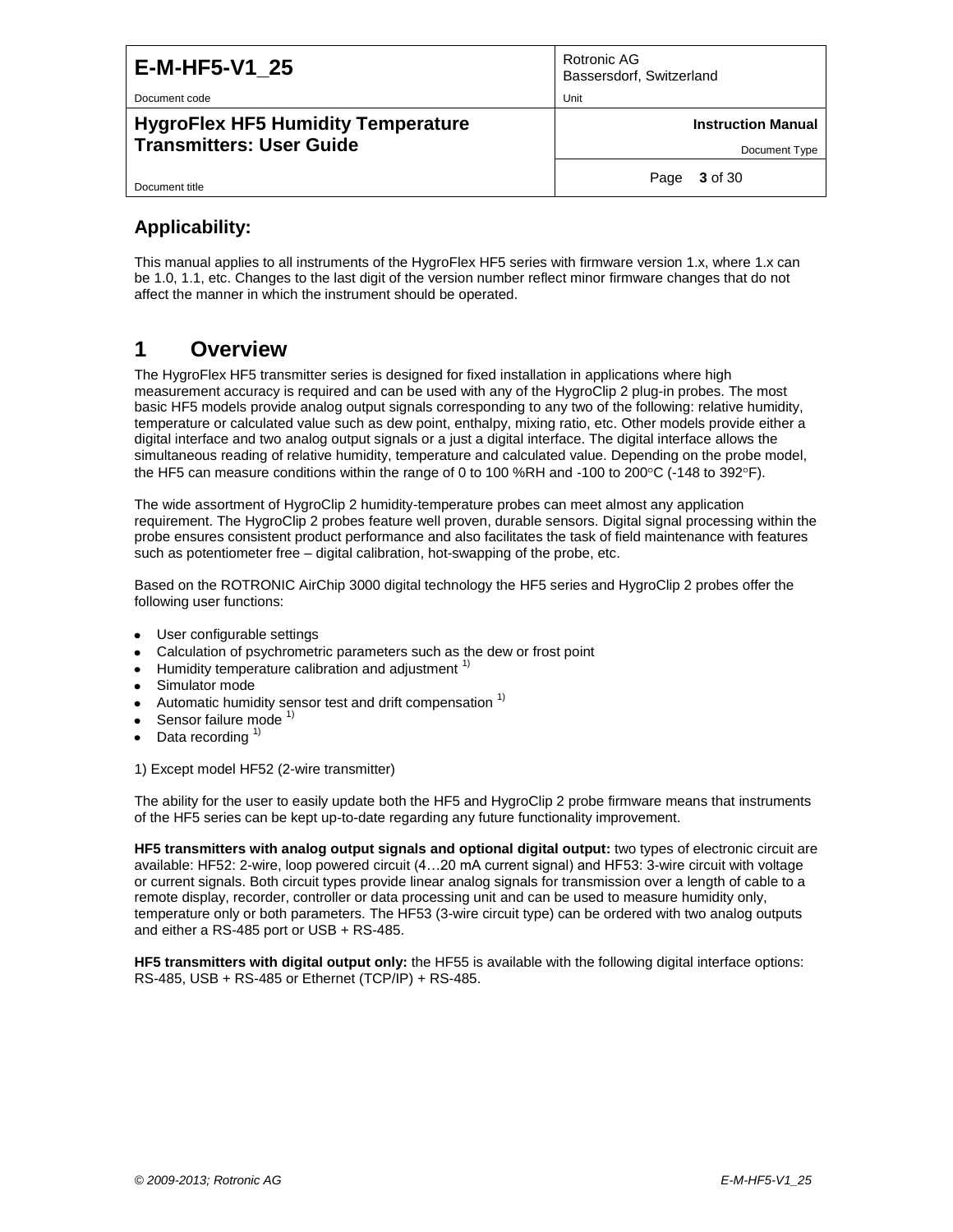## Applicability:

This manual applies to all instruments of the HygroFlex HF5 series with firmware version 1.x, where 1.x can be 1.0, 1.1, etc. Changes to the last digit of the version number reflect minor firmware changes that do not affect the manner in which the instrument should be operated.

# 1 Overview

The HygroFlex HF5 transmitter series is designed for fixed installation in applications where high measurement accuracy is required and can be used with any of the HygroClip 2 plug-in probes. The most basic HF5 models provide analog output signals corresponding to any two of the following: relative humidity, temperature or calculated value such as dew point, enthalpy, mixing ratio, etc. Other models provide either a digital interface and two analog output signals or a just a digital interface. The digital interface allows the simultaneous reading of relative humidity, temperature and calculated value. Depending on the probe model, the HF5 can measure conditions within the range of 0 to 100 %RH and -100 to 200°C (-148 to 392°F).

The wide assortment of HygroClip 2 humidity-temperature probes can meet almost any application requirement. The HygroClip 2 probes feature well proven, durable sensors. Digital signal processing within the probe ensures consistent product performance and also facilitates the task of field maintenance with features such as potentiometer free – digital calibration, hot-swapping of the probe, etc.

Based on the ROTRONIC AirChip 3000 digital technology the HF5 series and HygroClip 2 probes offer the following user functions:

- User configurable settings
- Calculation of psychrometric parameters such as the dew or frost point
- Humidity temperature calibration and adjustment [1)]
- Simulator mode
- Automatic humidity sensor test and drift compensation [1)]
- Sensor failure mode [1)]
- Data recording [1)]

1) Except model HF52 (2-wire transmitter)

The ability for the user to easily update both the HF5 and HygroClip 2 probe firmware means that instruments of the HF5 series can be kept up-to-date regarding any future functionality improvement.

**HF5 transmitters with analog output signals and optional digital output:** two types of electronic circuit are available: HF52: 2-wire, loop powered circuit (4…20 mA current signal) and HF53: 3-wire circuit with voltage or current signals. Both circuit types provide linear analog signals for transmission over a length of cable to a remote display, recorder, controller or data processing unit and can be used to measure humidity only, temperature only or both parameters. The HF53 (3-wire circuit type) can be ordered with two analog outputs and either a RS-485 port or USB + RS-485.

**HF5 transmitters with digital output only:** the HF55 is available with the following digital interface options: RS-485, USB + RS-485 or Ethernet (TCP/IP) + RS-485.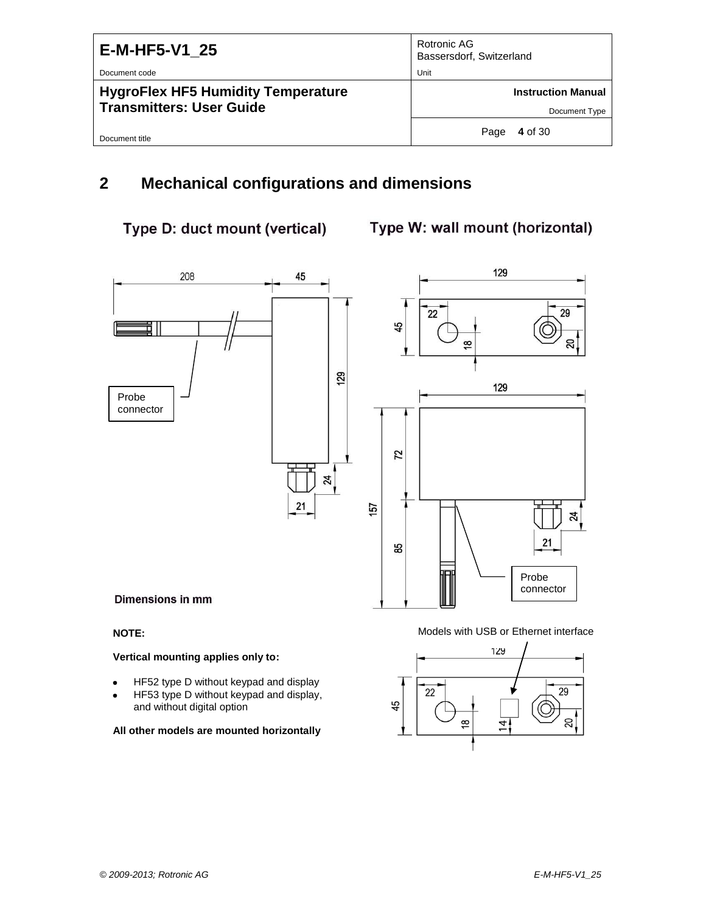# 2 Mechanical configurations and dimensions

**Type D: duct mount (vertical)**

**Type W: wall mount (horizontal)**

208 45

129

Probe connector

24

21

129

45 22 29

18 20

129

72

157

85

24

21

Probe connector

**Dimensions in mm**

**NOTE:**

**Vertical mounting applies only to:**

- HF52 type D without keypad and display
- HF53 type D without keypad and display, and without digital option

**All other models are mounted horizontally**

Models with USB or Ethernet interface

129

45 22 29

18 14 20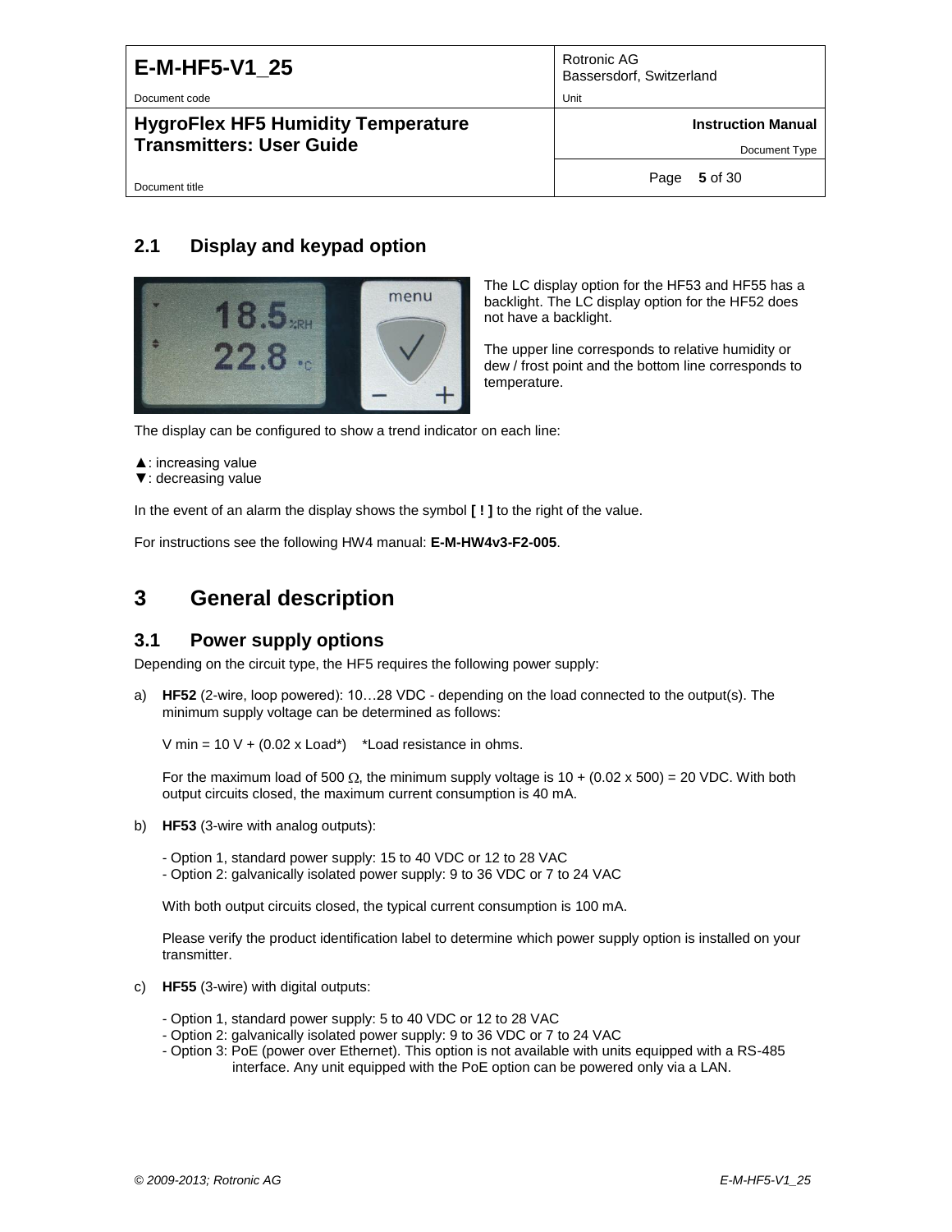## 2.1 Display and keypad option

The LC display option for the HF53 and HF55 has a backlight. The LC display option for the HF52 does not have a backlight.

The upper line corresponds to relative humidity or dew / frost point and the bottom line corresponds to temperature.

The display can be configured to show a trend indicator on each line:

▲: increasing value
▼: decreasing value

In the event of an alarm the display shows the symbol **[ ! ]** to the right of the value.

For instructions see the following HW4 manual: **E-M-HW4v3-F2-005**.

# 3 General description

## 3.1 Power supply options

Depending on the circuit type, the HF5 requires the following power supply:

a) **HF52** (2-wire, loop powered): 10…28 VDC - depending on the load connected to the output(s). The minimum supply voltage can be determined as follows:

   V min = 10 V + (0.02 x Load*) *Load resistance in ohms.

   For the maximum load of 500 Ω, the minimum supply voltage is 10 + (0.02 x 500) = 20 VDC. With both output circuits closed, the maximum current consumption is 40 mA.

b) **HF53** (3-wire with analog outputs):

   - Option 1, standard power supply: 15 to 40 VDC or 12 to 28 VAC
   - Option 2: galvanically isolated power supply: 9 to 36 VDC or 7 to 24 VAC

   With both output circuits closed, the typical current consumption is 100 mA.

   Please verify the product identification label to determine which power supply option is installed on your transmitter.

c) **HF55** (3-wire) with digital outputs:

   - Option 1, standard power supply: 5 to 40 VDC or 12 to 28 VAC
   - Option 2: galvanically isolated power supply: 9 to 36 VDC or 7 to 24 VAC
   - Option 3: PoE (power over Ethernet). This option is not available with units equipped with a RS-485 interface. Any unit equipped with the PoE option can be powered only via a LAN.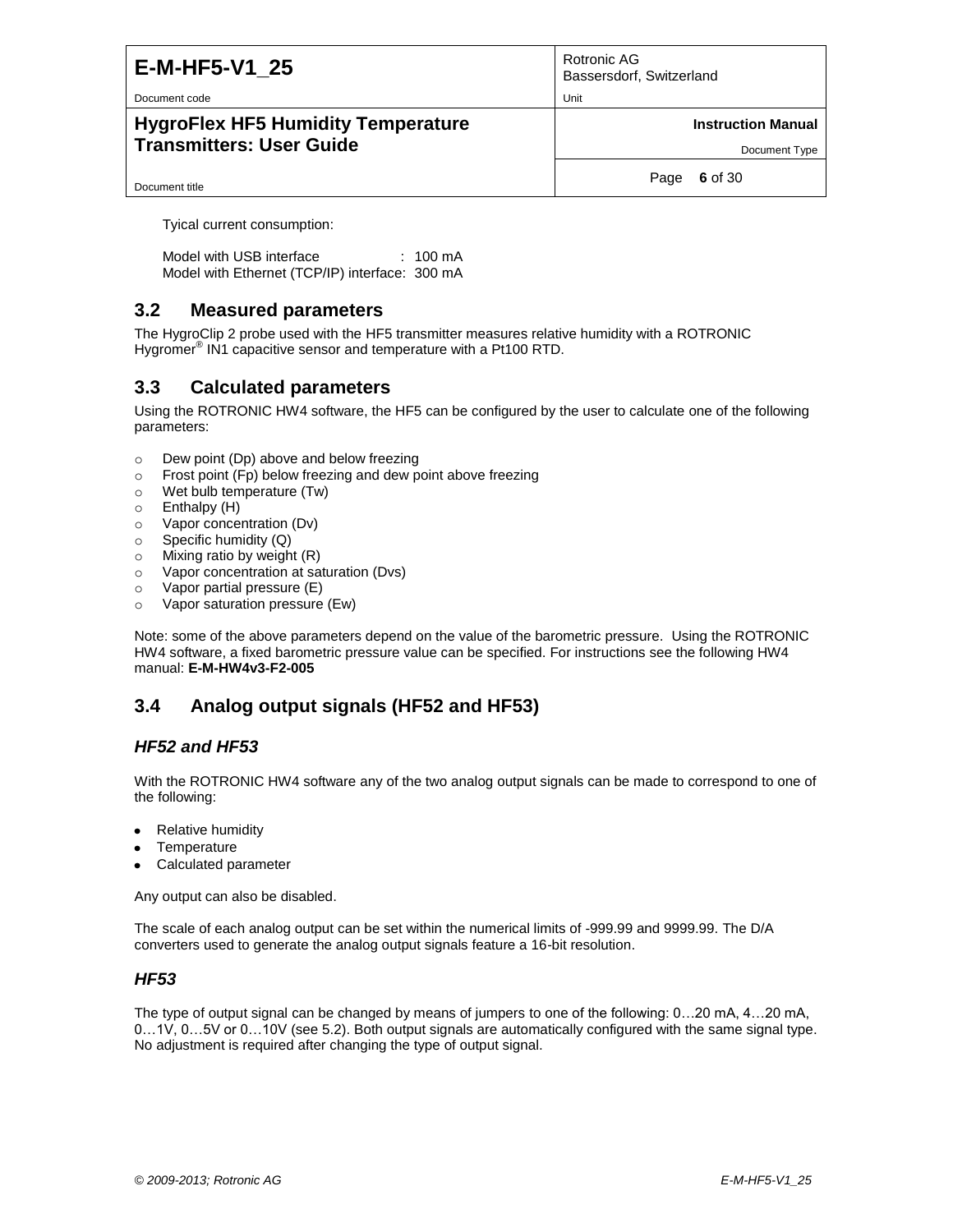Tyical current consumption:

Model with USB interface : 100 mA
Model with Ethernet (TCP/IP) interface: 300 mA

## 3.2 Measured parameters

The HygroClip 2 probe used with the HF5 transmitter measures relative humidity with a ROTRONIC Hygromer® IN1 capacitive sensor and temperature with a Pt100 RTD.

## 3.3 Calculated parameters

Using the ROTRONIC HW4 software, the HF5 can be configured by the user to calculate one of the following parameters:

- Dew point (Dp) above and below freezing
- Frost point (Fp) below freezing and dew point above freezing
- Wet bulb temperature (Tw)
- Enthalpy (H)
- Vapor concentration (Dv)
- Specific humidity (Q)
- Mixing ratio by weight (R)
- Vapor concentration at saturation (Dvs)
- Vapor partial pressure (E)
- Vapor saturation pressure (Ew)

Note: some of the above parameters depend on the value of the barometric pressure. Using the ROTRONIC HW4 software, a fixed barometric pressure value can be specified. For instructions see the following HW4 manual: **E-M-HW4v3-F2-005**

## 3.4 Analog output signals (HF52 and HF53)

### *HF52 and HF53*

With the ROTRONIC HW4 software any of the two analog output signals can be made to correspond to one of the following:

- Relative humidity
- Temperature
- Calculated parameter

Any output can also be disabled.

The scale of each analog output can be set within the numerical limits of -999.99 and 9999.99. The D/A converters used to generate the analog output signals feature a 16-bit resolution.

### *HF53*

The type of output signal can be changed by means of jumpers to one of the following: 0…20 mA, 4…20 mA, 0…1V, 0…5V or 0…10V (see 5.2). Both output signals are automatically configured with the same signal type. No adjustment is required after changing the type of output signal.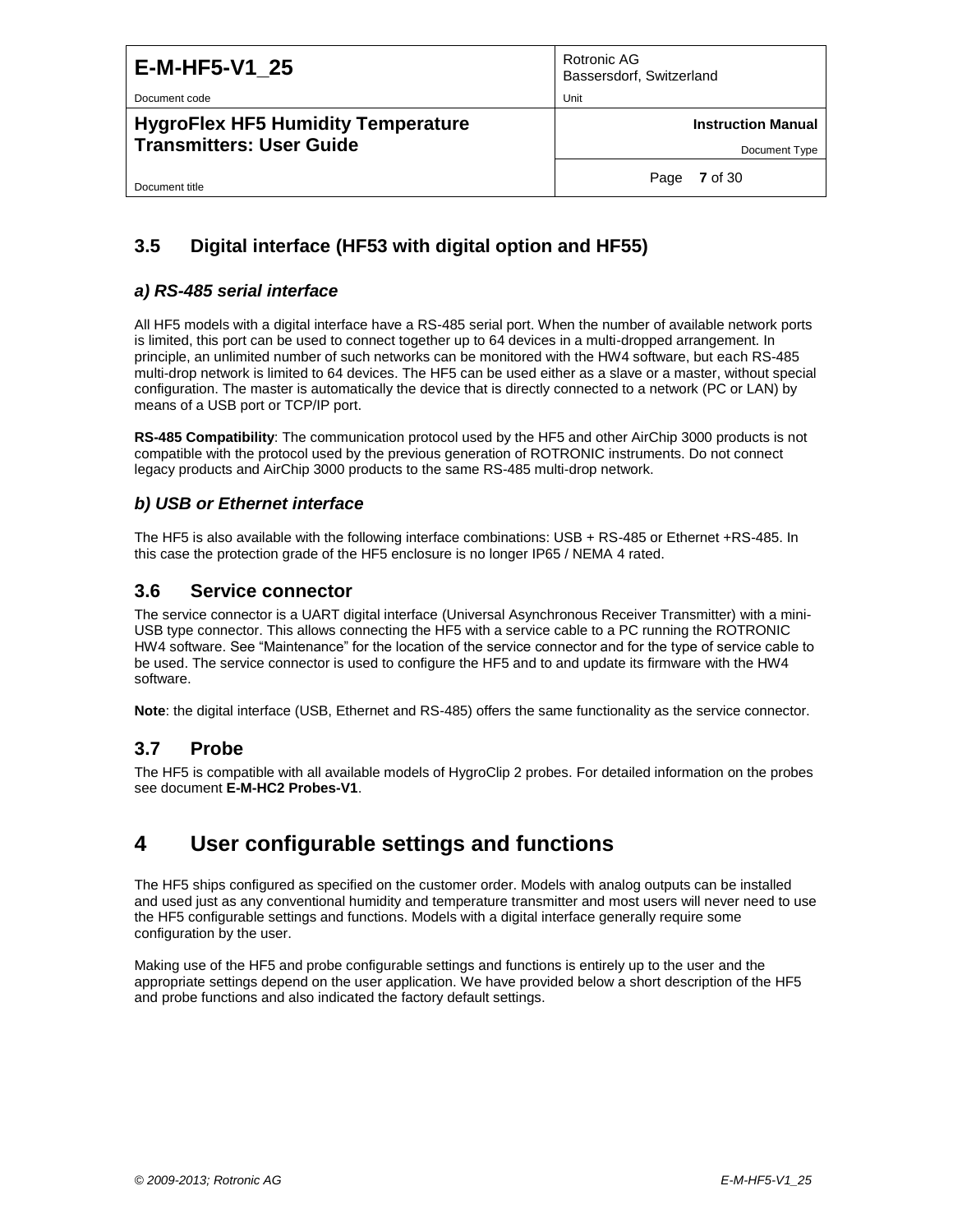## 3.5 Digital interface (HF53 with digital option and HF55)

### *a) RS-485 serial interface*

All HF5 models with a digital interface have a RS-485 serial port. When the number of available network ports is limited, this port can be used to connect together up to 64 devices in a multi-dropped arrangement. In principle, an unlimited number of such networks can be monitored with the HW4 software, but each RS-485 multi-drop network is limited to 64 devices. The HF5 can be used either as a slave or a master, without special configuration. The master is automatically the device that is directly connected to a network (PC or LAN) by means of a USB port or TCP/IP port.

**RS-485 Compatibility**: The communication protocol used by the HF5 and other AirChip 3000 products is not compatible with the protocol used by the previous generation of ROTRONIC instruments. Do not connect legacy products and AirChip 3000 products to the same RS-485 multi-drop network.

### *b) USB or Ethernet interface*

The HF5 is also available with the following interface combinations: USB + RS-485 or Ethernet +RS-485. In this case the protection grade of the HF5 enclosure is no longer IP65 / NEMA 4 rated.

## 3.6 Service connector

The service connector is a UART digital interface (Universal Asynchronous Receiver Transmitter) with a mini-USB type connector. This allows connecting the HF5 with a service cable to a PC running the ROTRONIC HW4 software. See "Maintenance" for the location of the service connector and for the type of service cable to be used. The service connector is used to configure the HF5 and to and update its firmware with the HW4 software.

**Note**: the digital interface (USB, Ethernet and RS-485) offers the same functionality as the service connector.

## 3.7 Probe

The HF5 is compatible with all available models of HygroClip 2 probes. For detailed information on the probes see document **E-M-HC2 Probes-V1**.

# 4 User configurable settings and functions

The HF5 ships configured as specified on the customer order. Models with analog outputs can be installed and used just as any conventional humidity and temperature transmitter and most users will never need to use the HF5 configurable settings and functions. Models with a digital interface generally require some configuration by the user.

Making use of the HF5 and probe configurable settings and functions is entirely up to the user and the appropriate settings depend on the user application. We have provided below a short description of the HF5 and probe functions and also indicated the factory default settings.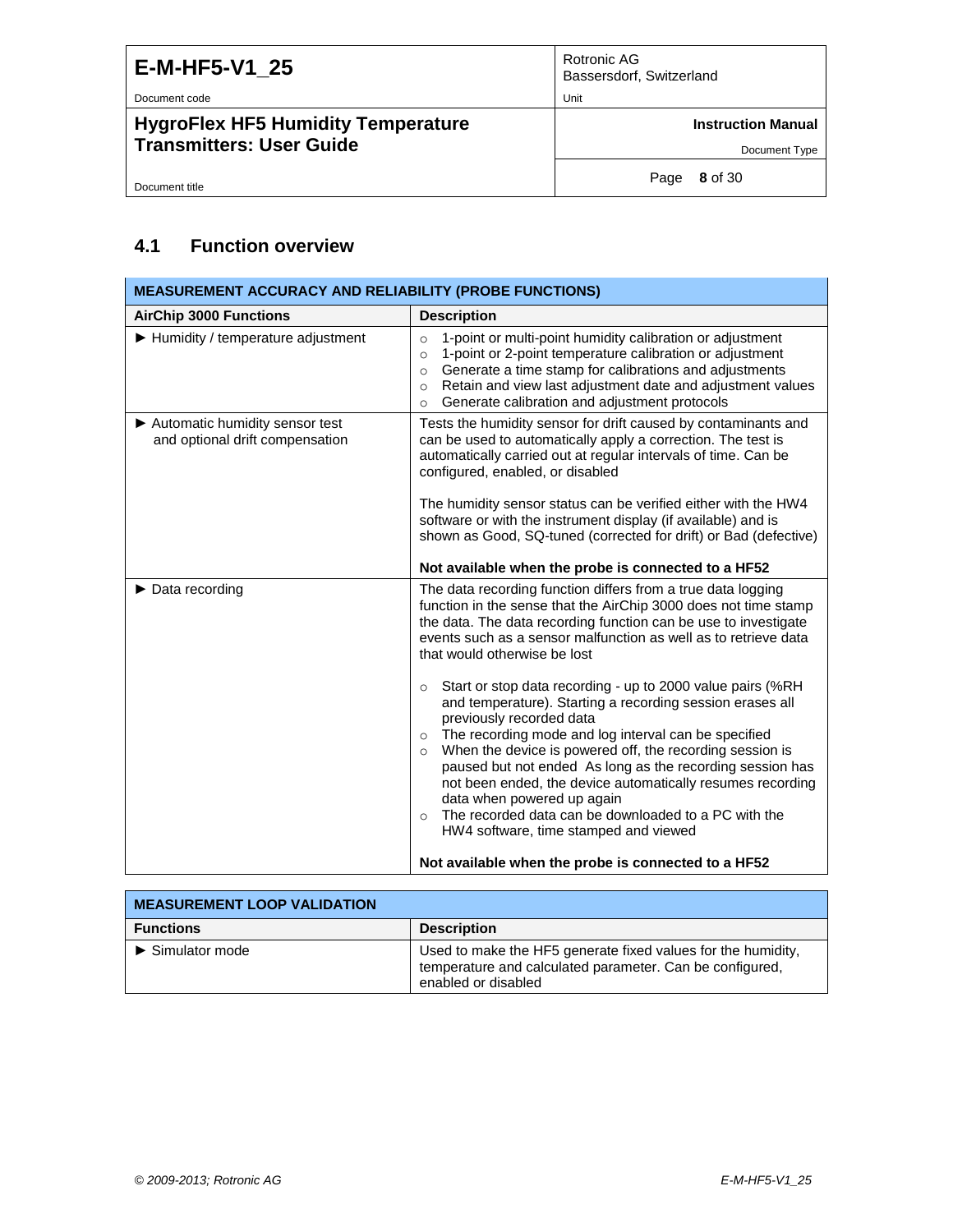## 4.1 Function overview

| MEASUREMENT ACCURACY AND RELIABILITY (PROBE FUNCTIONS) | |
|---|---|
| **AirChip 3000 Functions** | **Description** |
| ► Humidity / temperature adjustment | ○ 1-point or multi-point humidity calibration or adjustment<br>○ 1-point or 2-point temperature calibration or adjustment<br>○ Generate a time stamp for calibrations and adjustments<br>○ Retain and view last adjustment date and adjustment values<br>○ Generate calibration and adjustment protocols |
| ► Automatic humidity sensor test and optional drift compensation | Tests the humidity sensor for drift caused by contaminants and can be used to automatically apply a correction. The test is automatically carried out at regular intervals of time. Can be configured, enabled, or disabled<br><br>The humidity sensor status can be verified either with the HW4 software or with the instrument display (if available) and is shown as Good, SQ-tuned (corrected for drift) or Bad (defective)<br><br>**Not available when the probe is connected to a HF52** |
| ► Data recording | The data recording function differs from a true data logging function in the sense that the AirChip 3000 does not time stamp the data. The data recording function can be use to investigate events such as a sensor malfunction as well as to retrieve data that would otherwise be lost<br><br>○ Start or stop data recording - up to 2000 value pairs (%RH and temperature). Starting a recording session erases all previously recorded data<br>○ The recording mode and log interval can be specified<br>○ When the device is powered off, the recording session is paused but not ended As long as the recording session has not been ended, the device automatically resumes recording data when powered up again<br>○ The recorded data can be downloaded to a PC with the HW4 software, time stamped and viewed<br><br>**Not available when the probe is connected to a HF52** |

| MEASUREMENT LOOP VALIDATION | |
|---|---|
| **Functions** | **Description** |
| ► Simulator mode | Used to make the HF5 generate fixed values for the humidity, temperature and calculated parameter. Can be configured, enabled or disabled |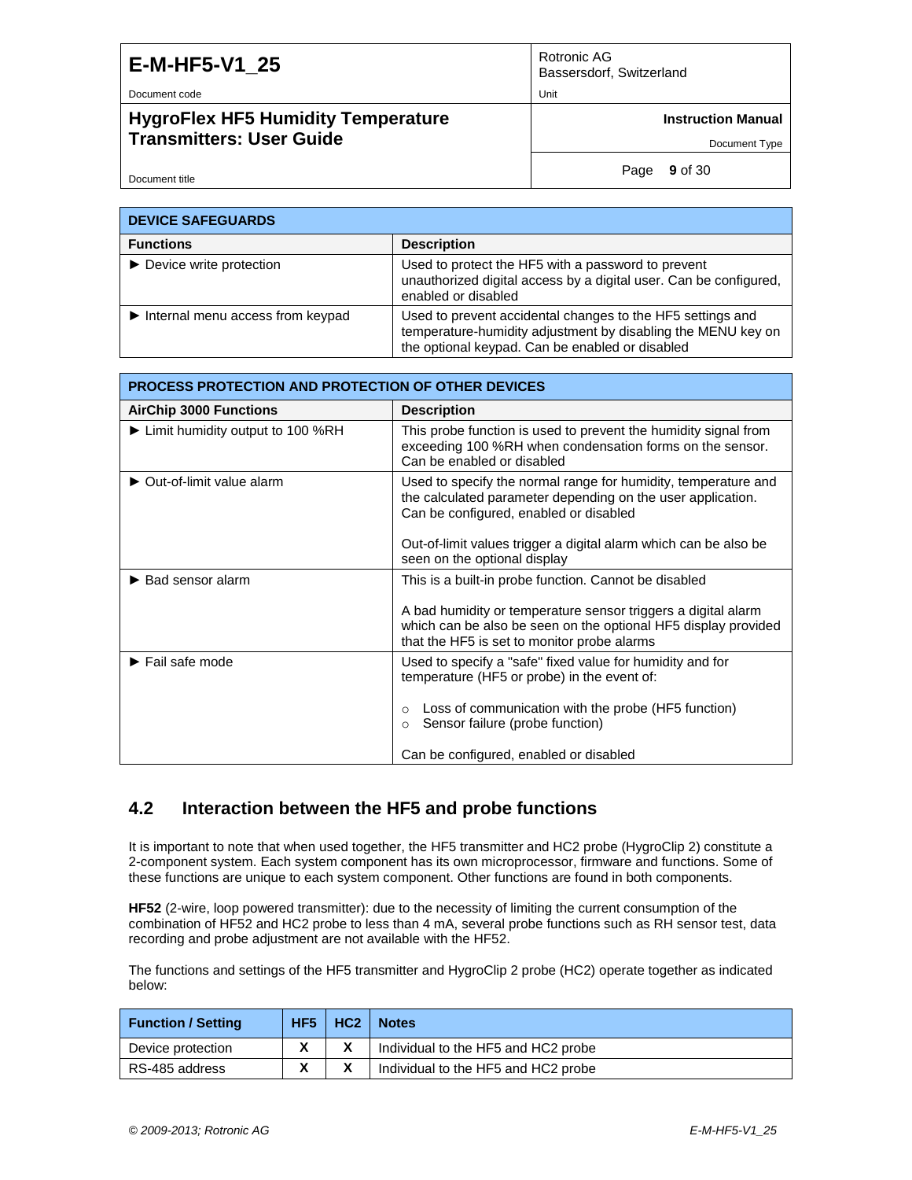| DEVICE SAFEGUARDS | |
|---|---|
| **Functions** | **Description** |
| ► Device write protection | Used to protect the HF5 with a password to prevent unauthorized digital access by a digital user. Can be configured, enabled or disabled |
| ► Internal menu access from keypad | Used to prevent accidental changes to the HF5 settings and temperature-humidity adjustment by disabling the MENU key on the optional keypad. Can be enabled or disabled |

| PROCESS PROTECTION AND PROTECTION OF OTHER DEVICES | |
|---|---|
| **AirChip 3000 Functions** | **Description** |
| ► Limit humidity output to 100 %RH | This probe function is used to prevent the humidity signal from exceeding 100 %RH when condensation forms on the sensor. Can be enabled or disabled |
| ► Out-of-limit value alarm | Used to specify the normal range for humidity, temperature and the calculated parameter depending on the user application. Can be configured, enabled or disabled<br><br>Out-of-limit values trigger a digital alarm which can be also be seen on the optional display |
| ► Bad sensor alarm | This is a built-in probe function. Cannot be disabled<br><br>A bad humidity or temperature sensor triggers a digital alarm which can be also be seen on the optional HF5 display provided that the HF5 is set to monitor probe alarms |
| ► Fail safe mode | Used to specify a "safe" fixed value for humidity and for temperature (HF5 or probe) in the event of:<br><br>○ Loss of communication with the probe (HF5 function)<br>○ Sensor failure (probe function)<br><br>Can be configured, enabled or disabled |

## 4.2 Interaction between the HF5 and probe functions

It is important to note that when used together, the HF5 transmitter and HC2 probe (HygroClip 2) constitute a 2-component system. Each system component has its own microprocessor, firmware and functions. Some of these functions are unique to each system component. Other functions are found in both components.

**HF52** (2-wire, loop powered transmitter): due to the necessity of limiting the current consumption of the combination of HF52 and HC2 probe to less than 4 mA, several probe functions such as RH sensor test, data recording and probe adjustment are not available with the HF52.

The functions and settings of the HF5 transmitter and HygroClip 2 probe (HC2) operate together as indicated below:

| Function / Setting | HF5 | HC2 | Notes |
|---|---|---|---|
| Device protection | X | X | Individual to the HF5 and HC2 probe |
| RS-485 address | X | X | Individual to the HF5 and HC2 probe |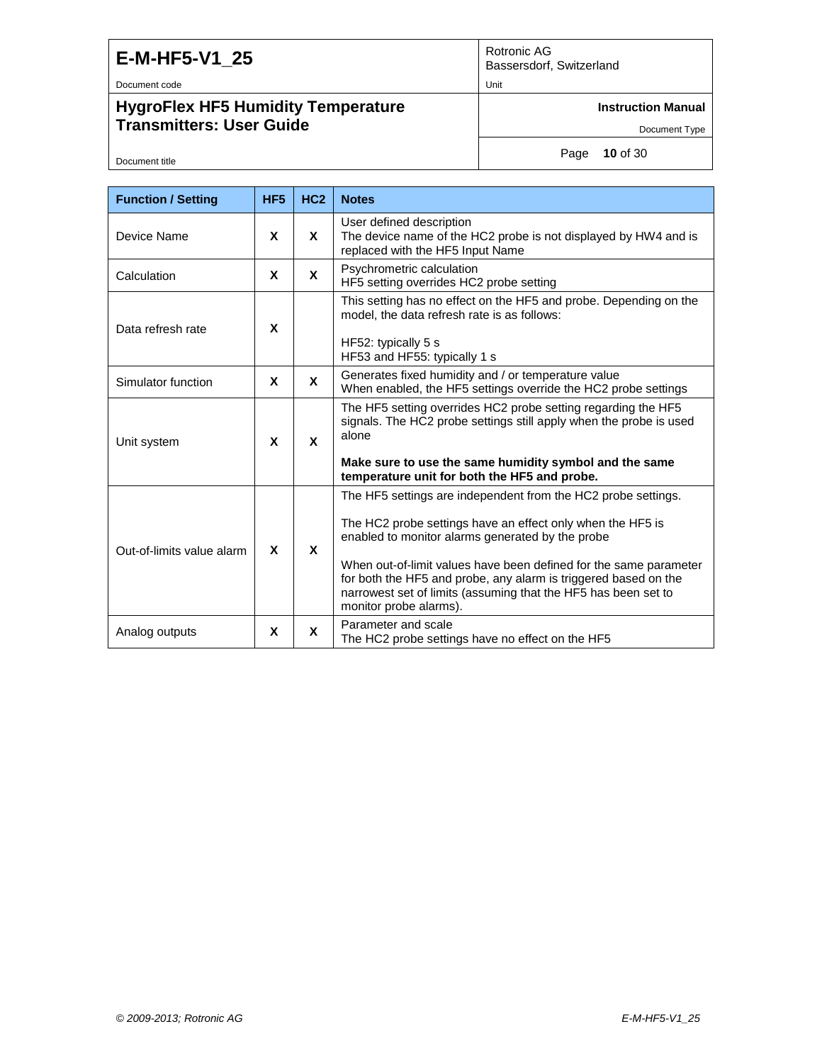| Function / Setting | HF5 | HC2 | Notes |
|---|---|---|---|
| Device Name | X | X | User defined description<br>The device name of the HC2 probe is not displayed by HW4 and is replaced with the HF5 Input Name |
| Calculation | X | X | Psychrometric calculation<br>HF5 setting overrides HC2 probe setting |
| Data refresh rate | X | | This setting has no effect on the HF5 and probe. Depending on the model, the data refresh rate is as follows:<br><br>HF52: typically 5 s<br>HF53 and HF55: typically 1 s |
| Simulator function | X | X | Generates fixed humidity and / or temperature value<br>When enabled, the HF5 settings override the HC2 probe settings |
| Unit system | X | X | The HF5 setting overrides HC2 probe setting regarding the HF5 signals. The HC2 probe settings still apply when the probe is used alone<br><br>**Make sure to use the same humidity symbol and the same temperature unit for both the HF5 and probe.** |
| Out-of-limits value alarm | X | X | The HF5 settings are independent from the HC2 probe settings.<br><br>The HC2 probe settings have an effect only when the HF5 is enabled to monitor alarms generated by the probe<br><br>When out-of-limit values have been defined for the same parameter for both the HF5 and probe, any alarm is triggered based on the narrowest set of limits (assuming that the HF5 has been set to monitor probe alarms). |
| Analog outputs | X | X | Parameter and scale<br>The HC2 probe settings have no effect on the HF5 |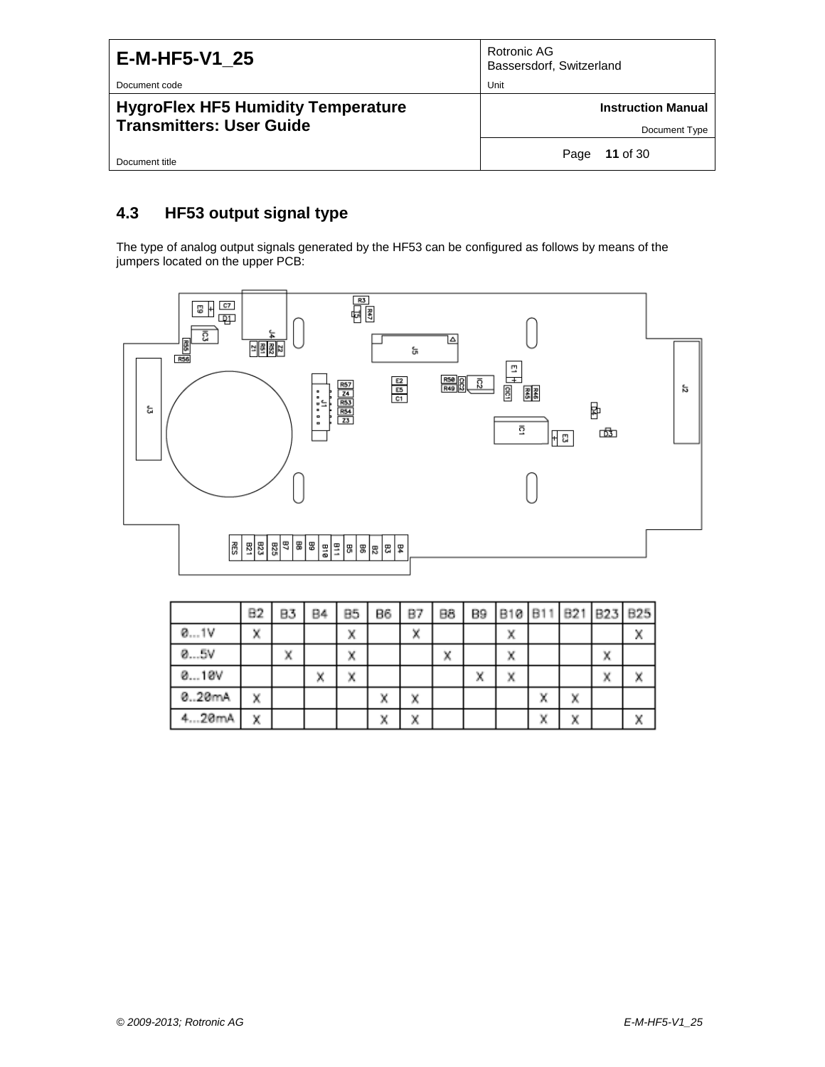## 4.3 HF53 output signal type

The type of analog output signals generated by the HF53 can be configured as follows by means of the jumpers located on the upper PCB:

| | B2 | B3 | B4 | B5 | B6 | B7 | B8 | B9 | B10 | B11 | B21 | B23 | B25 |
|---|---|---|---|---|---|---|---|---|---|---|---|---|---|
| 0...1V | X | | | X | | X | | | X | | | | X |
| 0...5V | | X | | X | | | X | | X | | | X | |
| 0...10V | | | X | X | | | | X | X | | | X | X |
| 0..20mA | X | | | | X | X | | | | X | X | | |
| 4...20mA | X | | | | X | X | | | | X | X | | X |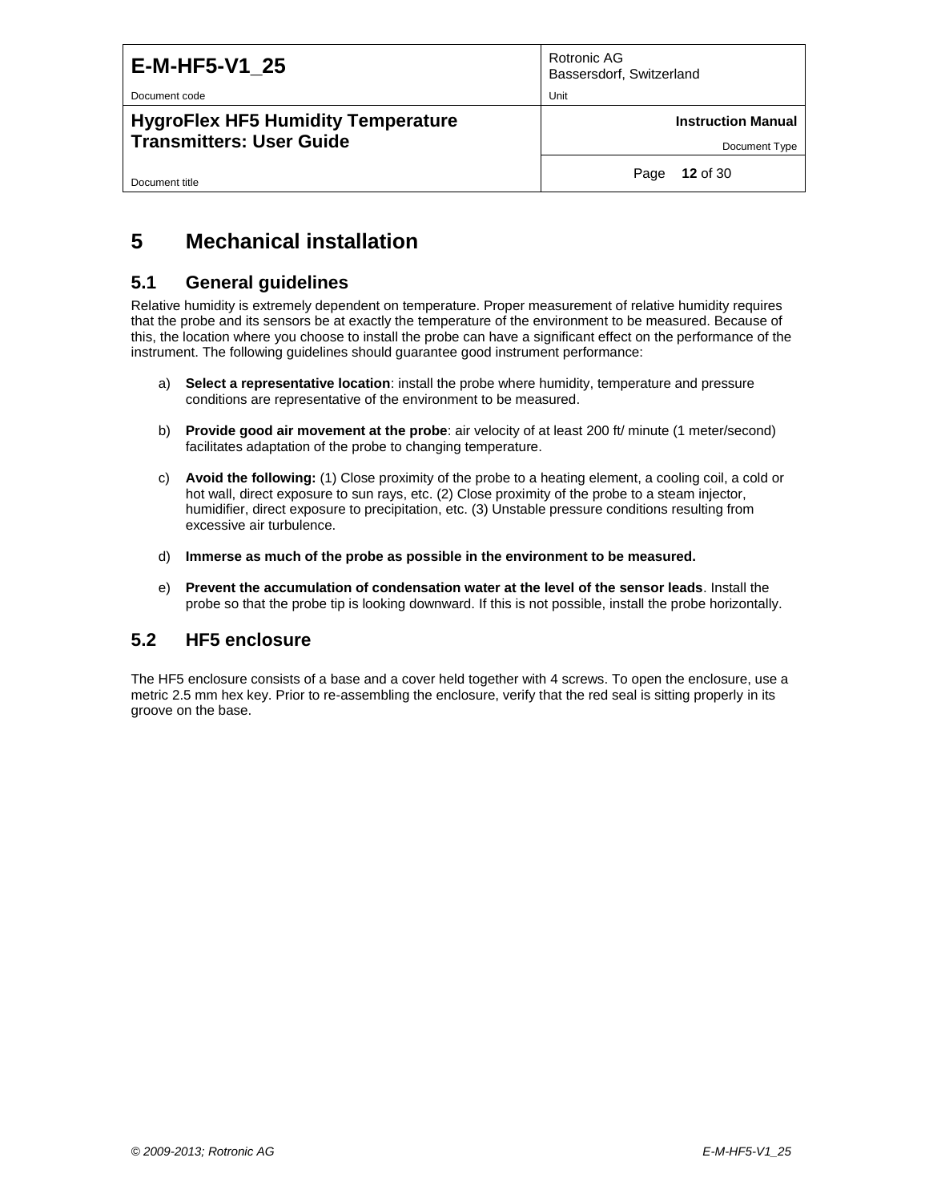# 5 Mechanical installation

## 5.1 General guidelines

Relative humidity is extremely dependent on temperature. Proper measurement of relative humidity requires that the probe and its sensors be at exactly the temperature of the environment to be measured. Because of this, the location where you choose to install the probe can have a significant effect on the performance of the instrument. The following guidelines should guarantee good instrument performance:

a) **Select a representative location**: install the probe where humidity, temperature and pressure conditions are representative of the environment to be measured.

b) **Provide good air movement at the probe**: air velocity of at least 200 ft/ minute (1 meter/second) facilitates adaptation of the probe to changing temperature.

c) **Avoid the following:** (1) Close proximity of the probe to a heating element, a cooling coil, a cold or hot wall, direct exposure to sun rays, etc. (2) Close proximity of the probe to a steam injector, humidifier, direct exposure to precipitation, etc. (3) Unstable pressure conditions resulting from excessive air turbulence.

d) **Immerse as much of the probe as possible in the environment to be measured.**

e) **Prevent the accumulation of condensation water at the level of the sensor leads**. Install the probe so that the probe tip is looking downward. If this is not possible, install the probe horizontally.

## 5.2 HF5 enclosure

The HF5 enclosure consists of a base and a cover held together with 4 screws. To open the enclosure, use a metric 2.5 mm hex key. Prior to re-assembling the enclosure, verify that the red seal is sitting properly in its groove on the base.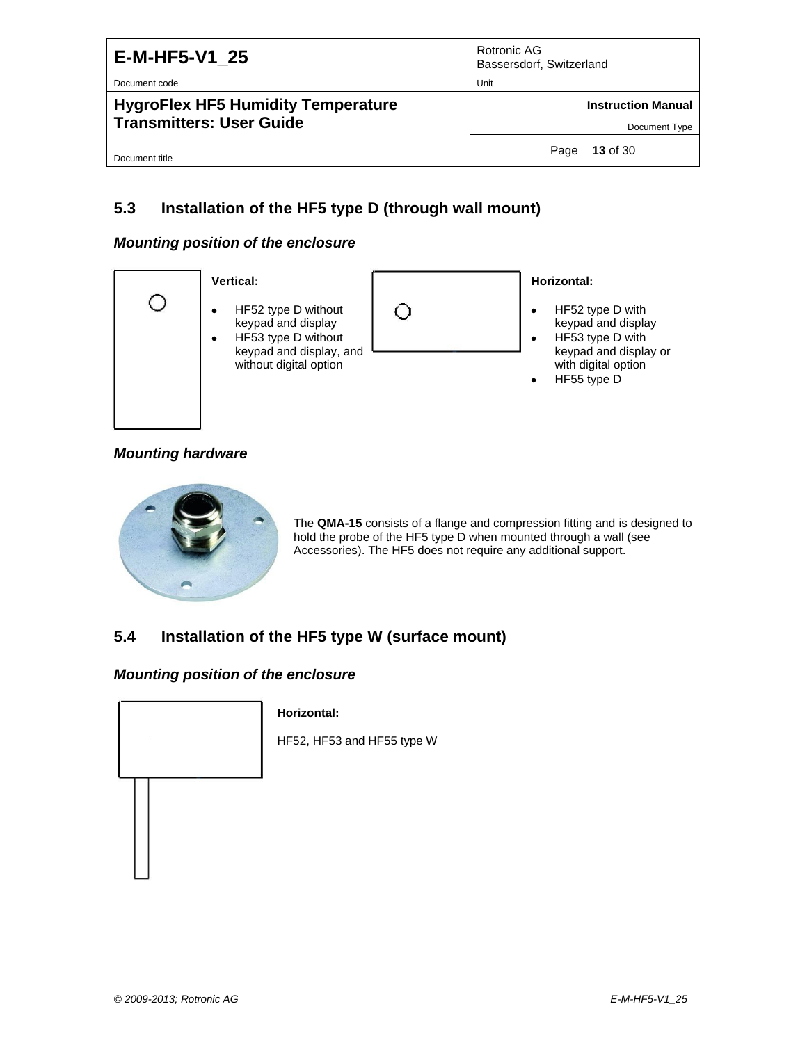## 5.3 Installation of the HF5 type D (through wall mount)

### *Mounting position of the enclosure*

**Vertical:**

- HF52 type D without keypad and display
- HF53 type D without keypad and display, and without digital option

**Horizontal:**

- HF52 type D with keypad and display
- HF53 type D with keypad and display or with digital option
- HF55 type D

### *Mounting hardware*

The **QMA-15** consists of a flange and compression fitting and is designed to hold the probe of the HF5 type D when mounted through a wall (see Accessories). The HF5 does not require any additional support.

## 5.4 Installation of the HF5 type W (surface mount)

### *Mounting position of the enclosure*

**Horizontal:**

HF52, HF53 and HF55 type W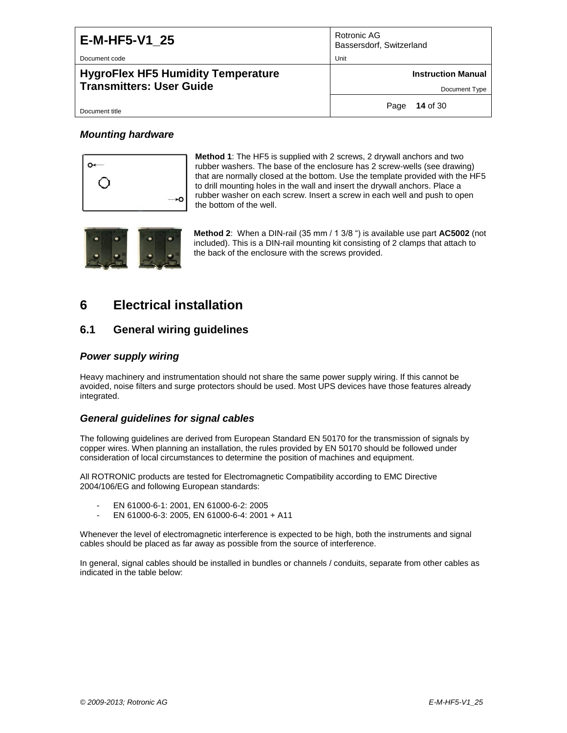### *Mounting hardware*

**Method 1**: The HF5 is supplied with 2 screws, 2 drywall anchors and two rubber washers. The base of the enclosure has 2 screw-wells (see drawing) that are normally closed at the bottom. Use the template provided with the HF5 to drill mounting holes in the wall and insert the drywall anchors. Place a rubber washer on each screw. Insert a screw in each well and push to open the bottom of the well.

**Method 2**: When a DIN-rail (35 mm / 1 3/8 ") is available use part **AC5002** (not included). This is a DIN-rail mounting kit consisting of 2 clamps that attach to the back of the enclosure with the screws provided.

# 6 Electrical installation

## 6.1 General wiring guidelines

### *Power supply wiring*

Heavy machinery and instrumentation should not share the same power supply wiring. If this cannot be avoided, noise filters and surge protectors should be used. Most UPS devices have those features already integrated.

### *General guidelines for signal cables*

The following guidelines are derived from European Standard EN 50170 for the transmission of signals by copper wires. When planning an installation, the rules provided by EN 50170 should be followed under consideration of local circumstances to determine the position of machines and equipment.

All ROTRONIC products are tested for Electromagnetic Compatibility according to EMC Directive 2004/106/EG and following European standards:

- EN 61000-6-1: 2001, EN 61000-6-2: 2005
- EN 61000-6-3: 2005, EN 61000-6-4: 2001 + A11

Whenever the level of electromagnetic interference is expected to be high, both the instruments and signal cables should be placed as far away as possible from the source of interference.

In general, signal cables should be installed in bundles or channels / conduits, separate from other cables as indicated in the table below: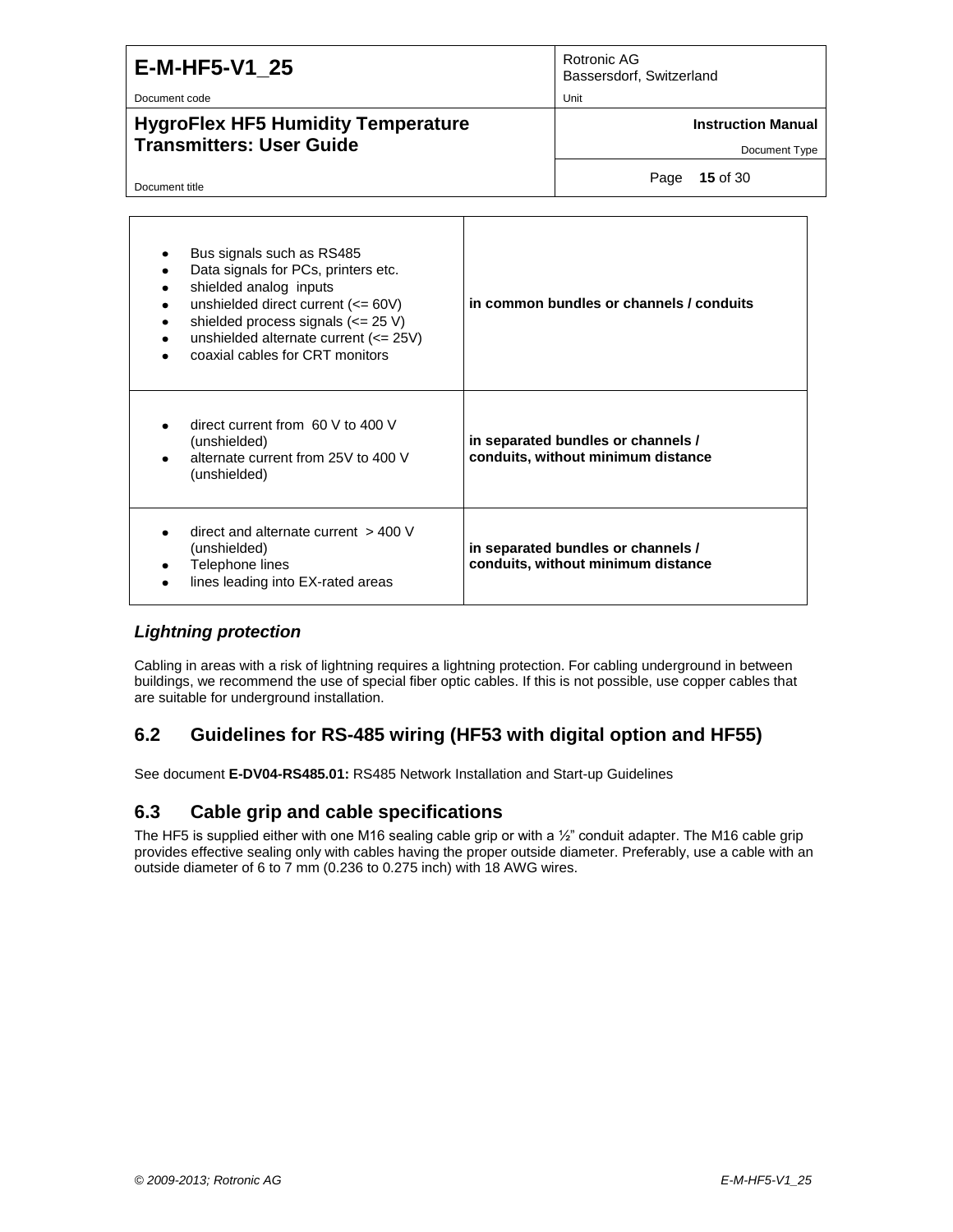| | |
|---|---|
| • Bus signals such as RS485<br>• Data signals for PCs, printers etc.<br>• shielded analog inputs<br>• unshielded direct current (<= 60V)<br>• shielded process signals (<= 25 V)<br>• unshielded alternate current (<= 25V)<br>• coaxial cables for CRT monitors | **in common bundles or channels / conduits** |
| • direct current from 60 V to 400 V (unshielded)<br>• alternate current from 25V to 400 V (unshielded) | **in separated bundles or channels / conduits, without minimum distance** |
| • direct and alternate current > 400 V (unshielded)<br>• Telephone lines<br>• lines leading into EX-rated areas | **in separated bundles or channels / conduits, without minimum distance** |

### *Lightning protection*

Cabling in areas with a risk of lightning requires a lightning protection. For cabling underground in between buildings, we recommend the use of special fiber optic cables. If this is not possible, use copper cables that are suitable for underground installation.

## 6.2 Guidelines for RS-485 wiring (HF53 with digital option and HF55)

See document **E-DV04-RS485.01:** RS485 Network Installation and Start-up Guidelines

## 6.3 Cable grip and cable specifications

The HF5 is supplied either with one M16 sealing cable grip or with a ½" conduit adapter. The M16 cable grip provides effective sealing only with cables having the proper outside diameter. Preferably, use a cable with an outside diameter of 6 to 7 mm (0.236 to 0.275 inch) with 18 AWG wires.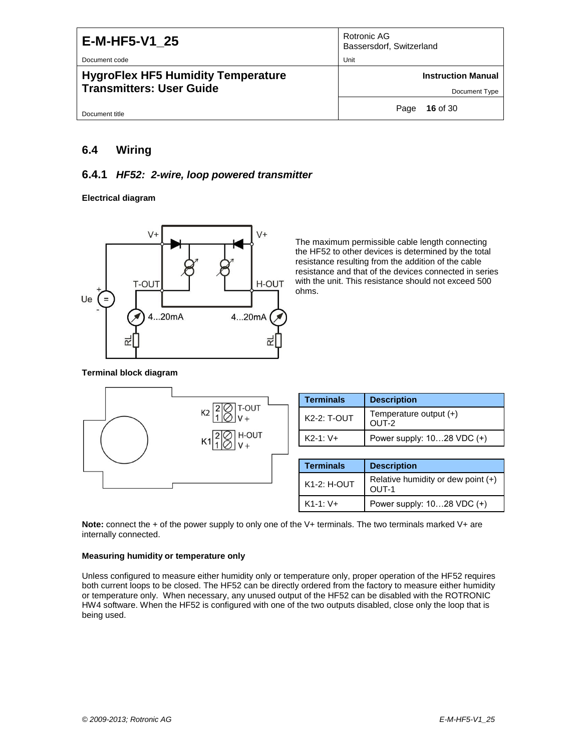## 6.4 Wiring

### 6.4.1 *HF52: 2-wire, loop powered transmitter*

**Electrical diagram**

The maximum permissible cable length connecting the HF52 to other devices is determined by the total resistance resulting from the addition of the cable resistance and that of the devices connected in series with the unit. This resistance should not exceed 500 ohms.

**Terminal block diagram**

| Terminals | Description |
|---|---|
| K2-2: T-OUT | Temperature output (+) OUT-2 |
| K2-1: V+ | Power supply: 10…28 VDC (+) |

| Terminals | Description |
|---|---|
| K1-2: H-OUT | Relative humidity or dew point (+) OUT-1 |
| K1-1: V+ | Power supply: 10…28 VDC (+) |

**Note:** connect the + of the power supply to only one of the V+ terminals. The two terminals marked V+ are internally connected.

**Measuring humidity or temperature only**

Unless configured to measure either humidity only or temperature only, proper operation of the HF52 requires both current loops to be closed. The HF52 can be directly ordered from the factory to measure either humidity or temperature only. When necessary, any unused output of the HF52 can be disabled with the ROTRONIC HW4 software. When the HF52 is configured with one of the two outputs disabled, close only the loop that is being used.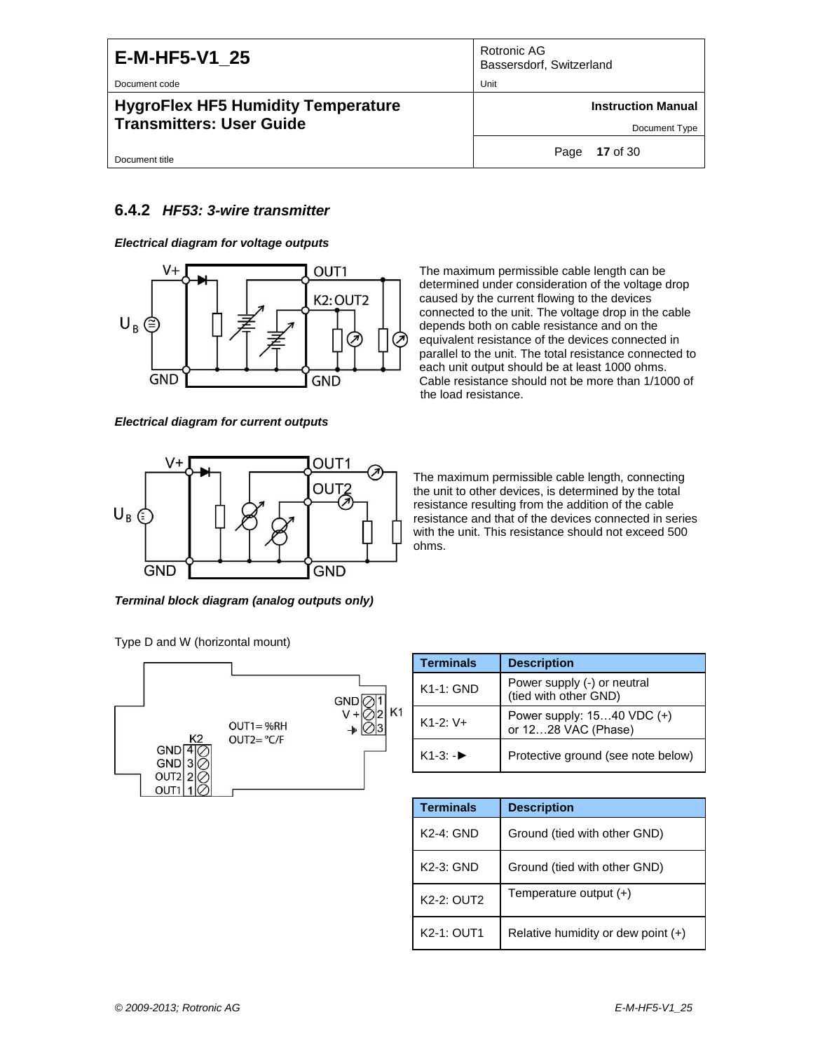### 6.4.2 *HF53: 3-wire transmitter*

***Electrical diagram for voltage outputs***

The maximum permissible cable length can be determined under consideration of the voltage drop caused by the current flowing to the devices connected to the unit. The voltage drop in the cable depends both on cable resistance and on the equivalent resistance of the devices connected in parallel to the unit. The total resistance connected to each unit output should be at least 1000 ohms. Cable resistance should not be more than 1/1000 of the load resistance.

***Electrical diagram for current outputs***

The maximum permissible cable length, connecting the unit to other devices, is determined by the total resistance resulting from the addition of the cable resistance and that of the devices connected in series with the unit. This resistance should not exceed 500 ohms.

***Terminal block diagram (analog outputs only)***

Type D and W (horizontal mount)

| Terminals | Description |
|---|---|
| K1-1: GND | Power supply (-) or neutral (tied with other GND) |
| K1-2: V+ | Power supply: 15…40 VDC (+) or 12…28 VAC (Phase) |
| K1-3: -► | Protective ground (see note below) |

| Terminals | Description |
|---|---|
| K2-4: GND | Ground (tied with other GND) |
| K2-3: GND | Ground (tied with other GND) |
| K2-2: OUT2 | Temperature output (+) |
| K2-1: OUT1 | Relative humidity or dew point (+) |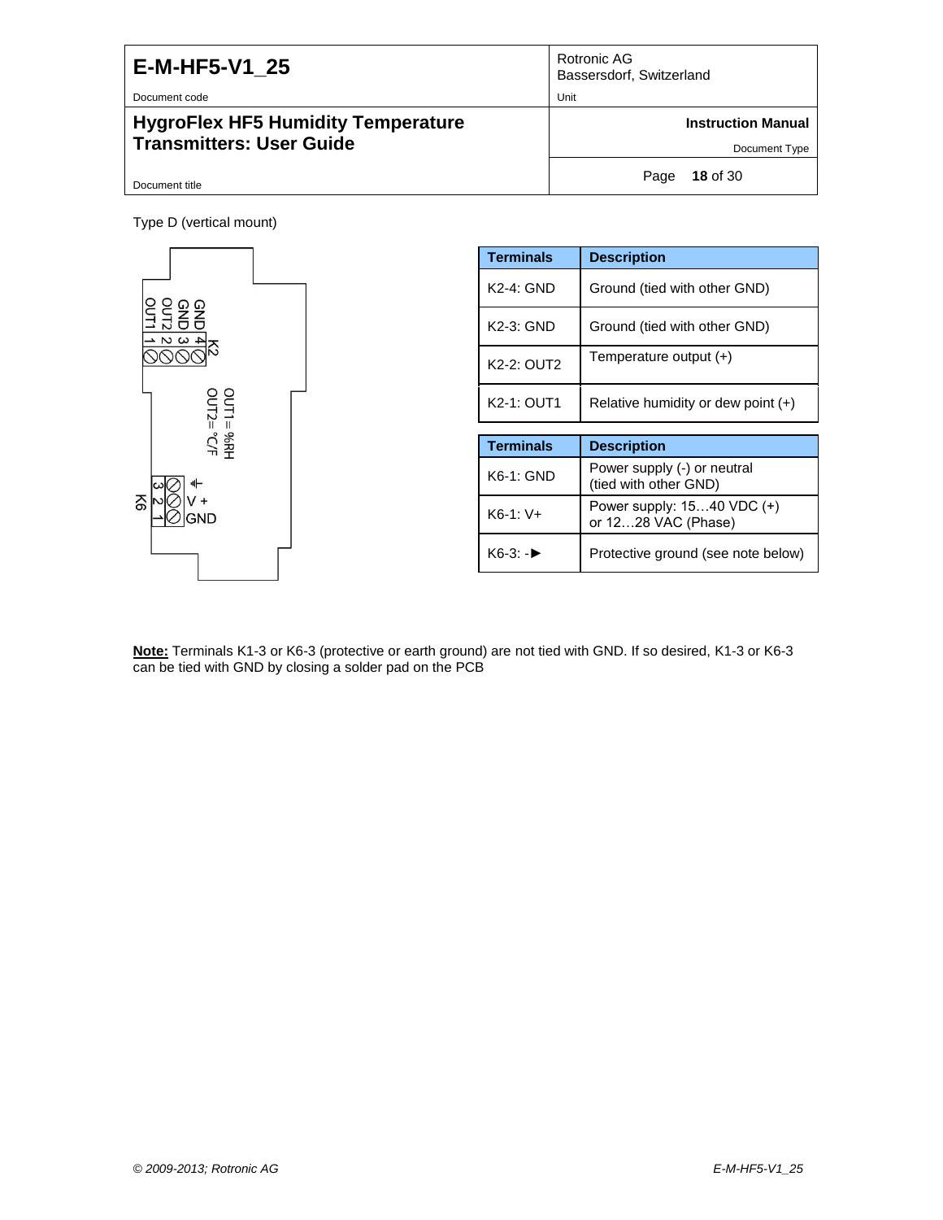Type D (vertical mount)

| Terminals | Description |
|---|---|
| K2-4: GND | Ground (tied with other GND) |
| K2-3: GND | Ground (tied with other GND) |
| K2-2: OUT2 | Temperature output (+) |
| K2-1: OUT1 | Relative humidity or dew point (+) |

| Terminals | Description |
|---|---|
| K6-1: GND | Power supply (-) or neutral (tied with other GND) |
| K6-1: V+ | Power supply: 15…40 VDC (+) or 12…28 VAC (Phase) |
| K6-3: -► | Protective ground (see note below) |

**Note:** Terminals K1-3 or K6-3 (protective or earth ground) are not tied with GND. If so desired, K1-3 or K6-3 can be tied with GND by closing a solder pad on the PCB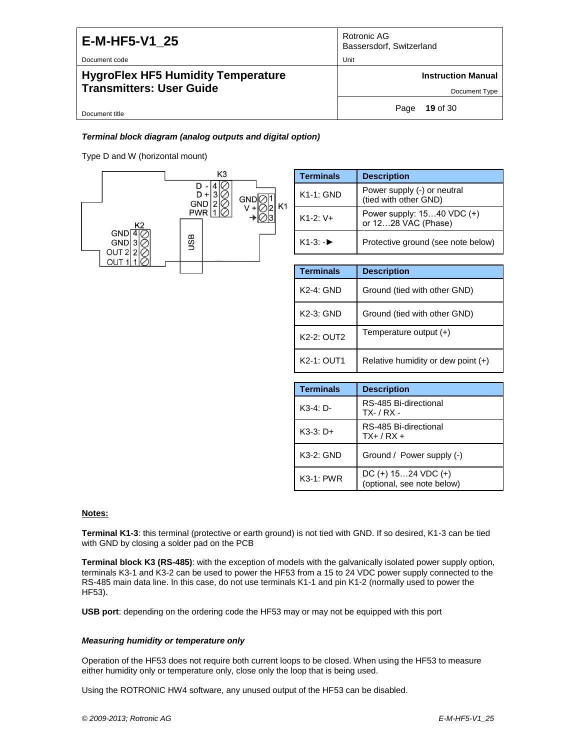***Terminal block diagram (analog outputs and digital option)***

Type D and W (horizontal mount)

| Terminals | Description |
|---|---|
| K1-1: GND | Power supply (-) or neutral (tied with other GND) |
| K1-2: V+ | Power supply: 15…40 VDC (+) or 12…28 VAC (Phase) |
| K1-3: -► | Protective ground (see note below) |

| Terminals | Description |
|---|---|
| K2-4: GND | Ground (tied with other GND) |
| K2-3: GND | Ground (tied with other GND) |
| K2-2: OUT2 | Temperature output (+) |
| K2-1: OUT1 | Relative humidity or dew point (+) |

| Terminals | Description |
|---|---|
| K3-4: D- | RS-485 Bi-directional TX- / RX - |
| K3-3: D+ | RS-485 Bi-directional TX+ / RX + |
| K3-2: GND | Ground / Power supply (-) |
| K3-1: PWR | DC (+) 15…24 VDC (+) (optional, see note below) |

**Notes:**

**Terminal K1-3**: this terminal (protective or earth ground) is not tied with GND. If so desired, K1-3 can be tied with GND by closing a solder pad on the PCB

**Terminal block K3 (RS-485)**: with the exception of models with the galvanically isolated power supply option, terminals K3-1 and K3-2 can be used to power the HF53 from a 15 to 24 VDC power supply connected to the RS-485 main data line. In this case, do not use terminals K1-1 and pin K1-2 (normally used to power the HF53).

**USB port**: depending on the ordering code the HF53 may or may not be equipped with this port

***Measuring humidity or temperature only***

Operation of the HF53 does not require both current loops to be closed. When using the HF53 to measure either humidity only or temperature only, close only the loop that is being used.

Using the ROTRONIC HW4 software, any unused output of the HF53 can be disabled.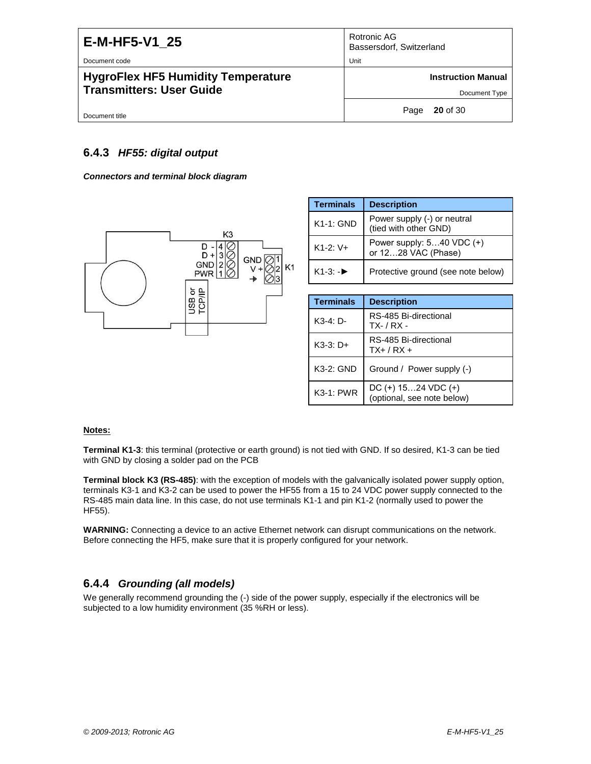### 6.4.3 *HF55: digital output*

***Connectors and terminal block diagram***

| Terminals | Description |
|---|---|
| K1-1: GND | Power supply (-) or neutral (tied with other GND) |
| K1-2: V+ | Power supply: 5…40 VDC (+) or 12…28 VAC (Phase) |
| K1-3: -► | Protective ground (see note below) |

| Terminals | Description |
|---|---|
| K3-4: D- | RS-485 Bi-directional TX- / RX - |
| K3-3: D+ | RS-485 Bi-directional TX+ / RX + |
| K3-2: GND | Ground / Power supply (-) |
| K3-1: PWR | DC (+) 15…24 VDC (+) (optional, see note below) |

**Notes:**

**Terminal K1-3**: this terminal (protective or earth ground) is not tied with GND. If so desired, K1-3 can be tied with GND by closing a solder pad on the PCB

**Terminal block K3 (RS-485)**: with the exception of models with the galvanically isolated power supply option, terminals K3-1 and K3-2 can be used to power the HF55 from a 15 to 24 VDC power supply connected to the RS-485 main data line. In this case, do not use terminals K1-1 and pin K1-2 (normally used to power the HF55).

**WARNING:** Connecting a device to an active Ethernet network can disrupt communications on the network. Before connecting the HF5, make sure that it is properly configured for your network.

### 6.4.4 *Grounding (all models)*

We generally recommend grounding the (-) side of the power supply, especially if the electronics will be subjected to a low humidity environment (35 %RH or less).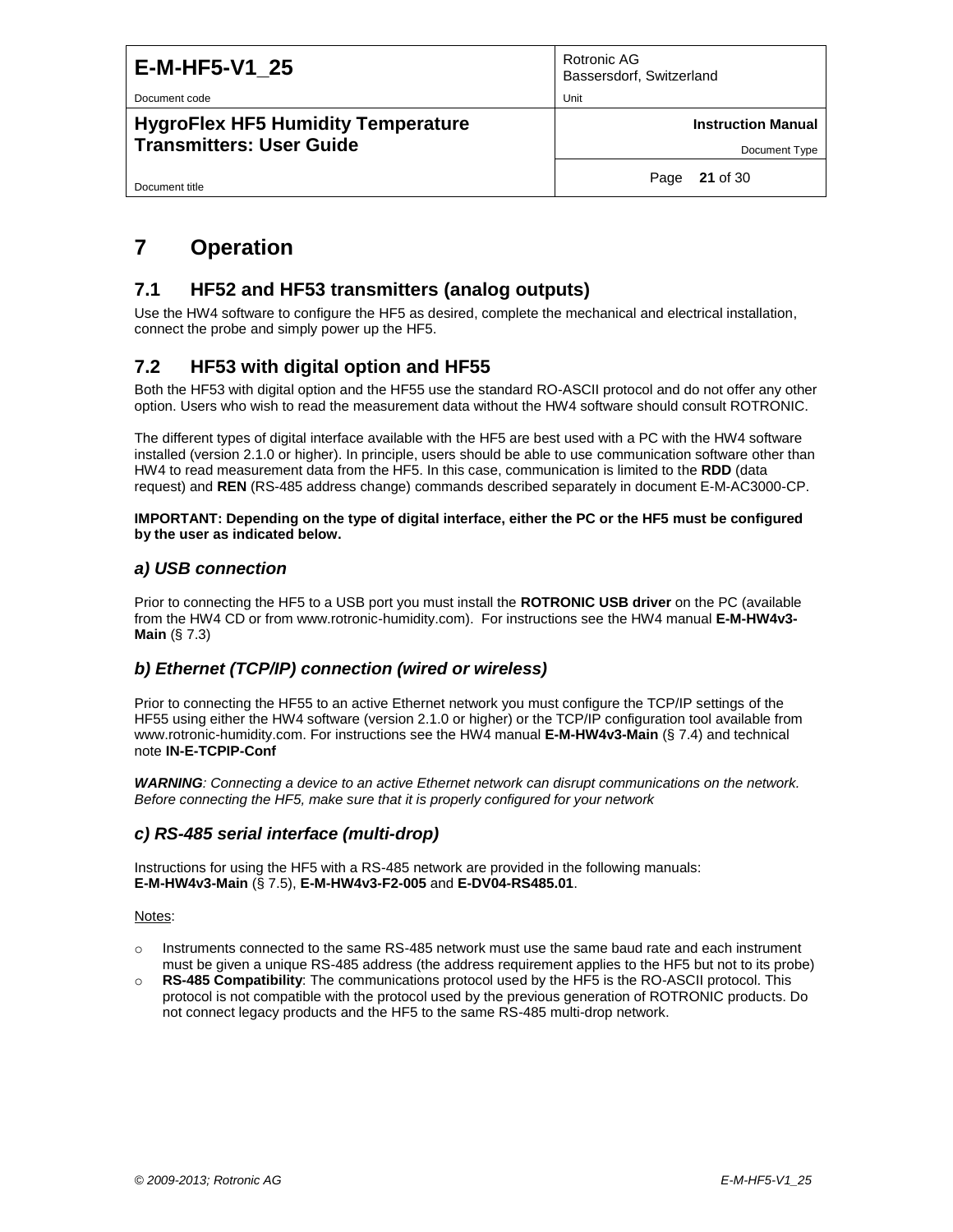# 7 Operation

## 7.1 HF52 and HF53 transmitters (analog outputs)

Use the HW4 software to configure the HF5 as desired, complete the mechanical and electrical installation, connect the probe and simply power up the HF5.

## 7.2 HF53 with digital option and HF55

Both the HF53 with digital option and the HF55 use the standard RO-ASCII protocol and do not offer any other option. Users who wish to read the measurement data without the HW4 software should consult ROTRONIC.

The different types of digital interface available with the HF5 are best used with a PC with the HW4 software installed (version 2.1.0 or higher). In principle, users should be able to use communication software other than HW4 to read measurement data from the HF5. In this case, communication is limited to the **RDD** (data request) and **REN** (RS-485 address change) commands described separately in document E-M-AC3000-CP.

**IMPORTANT: Depending on the type of digital interface, either the PC or the HF5 must be configured by the user as indicated below.**

### *a) USB connection*

Prior to connecting the HF5 to a USB port you must install the **ROTRONIC USB driver** on the PC (available from the HW4 CD or from www.rotronic-humidity.com). For instructions see the HW4 manual **E-M-HW4v3-Main** (§ 7.3)

### *b) Ethernet (TCP/IP) connection (wired or wireless)*

Prior to connecting the HF55 to an active Ethernet network you must configure the TCP/IP settings of the HF55 using either the HW4 software (version 2.1.0 or higher) or the TCP/IP configuration tool available from www.rotronic-humidity.com. For instructions see the HW4 manual **E-M-HW4v3-Main** (§ 7.4) and technical note **IN-E-TCPIP-Conf**

***WARNING**: Connecting a device to an active Ethernet network can disrupt communications on the network. Before connecting the HF5, make sure that it is properly configured for your network*

### *c) RS-485 serial interface (multi-drop)*

Instructions for using the HF5 with a RS-485 network are provided in the following manuals:
**E-M-HW4v3-Main** (§ 7.5), **E-M-HW4v3-F2-005** and **E-DV04-RS485.01**.

Notes:

- Instruments connected to the same RS-485 network must use the same baud rate and each instrument must be given a unique RS-485 address (the address requirement applies to the HF5 but not to its probe)
- **RS-485 Compatibility**: The communications protocol used by the HF5 is the RO-ASCII protocol. This protocol is not compatible with the protocol used by the previous generation of ROTRONIC products. Do not connect legacy products and the HF5 to the same RS-485 multi-drop network.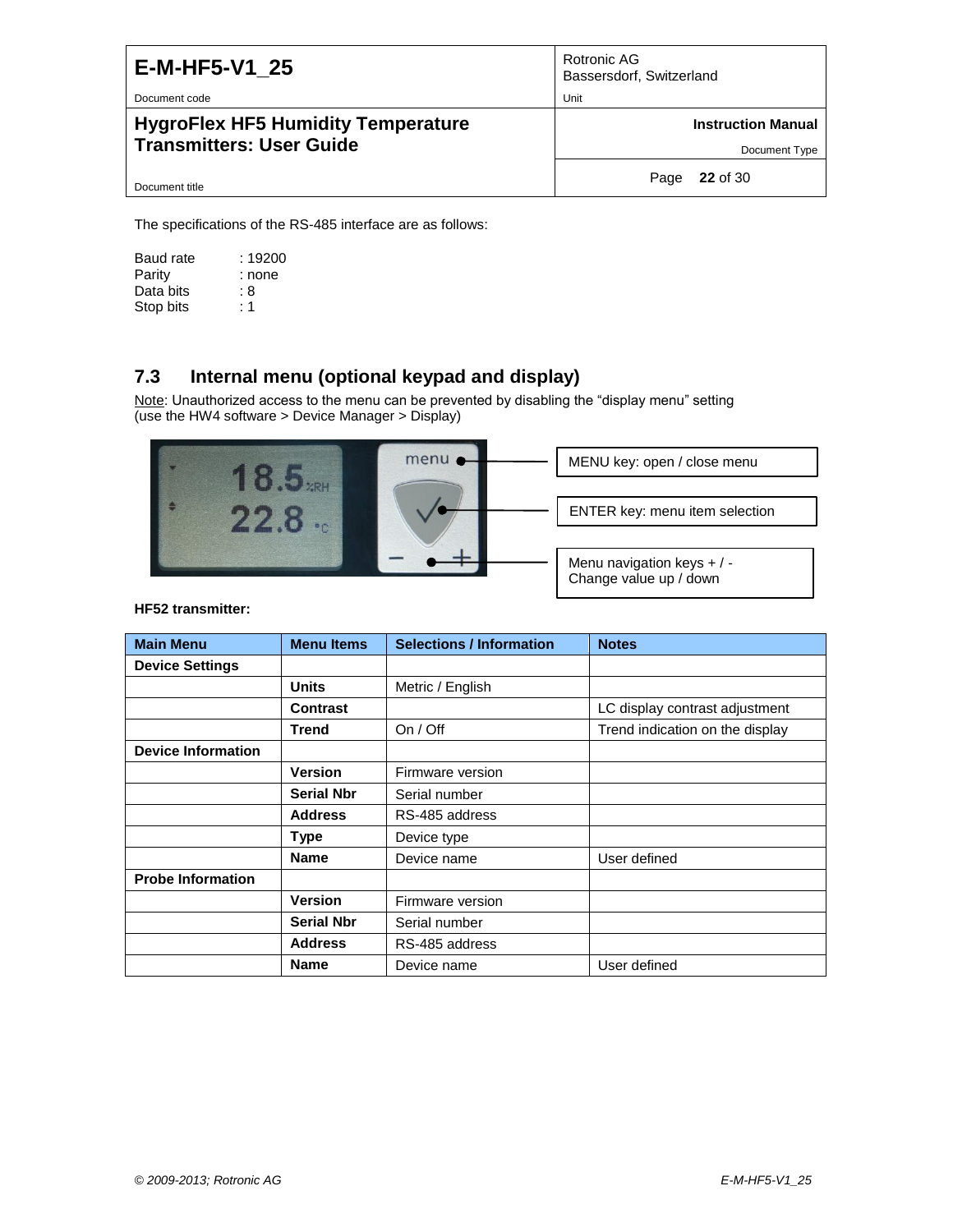The specifications of the RS-485 interface are as follows:

Baud rate : 19200
Parity : none
Data bits : 8
Stop bits : 1

## 7.3 Internal menu (optional keypad and display)

Note: Unauthorized access to the menu can be prevented by disabling the "display menu" setting (use the HW4 software > Device Manager > Display)

MENU key: open / close menu

ENTER key: menu item selection

Menu navigation keys + / -
Change value up / down

**HF52 transmitter:**

| Main Menu | Menu Items | Selections / Information | Notes |
|---|---|---|---|
| **Device Settings** | | | |
| | **Units** | Metric / English | |
| | **Contrast** | | LC display contrast adjustment |
| | **Trend** | On / Off | Trend indication on the display |
| **Device Information** | | | |
| | **Version** | Firmware version | |
| | **Serial Nbr** | Serial number | |
| | **Address** | RS-485 address | |
| | **Type** | Device type | |
| | **Name** | Device name | User defined |
| **Probe Information** | | | |
| | **Version** | Firmware version | |
| | **Serial Nbr** | Serial number | |
| | **Address** | RS-485 address | |
| | **Name** | Device name | User defined |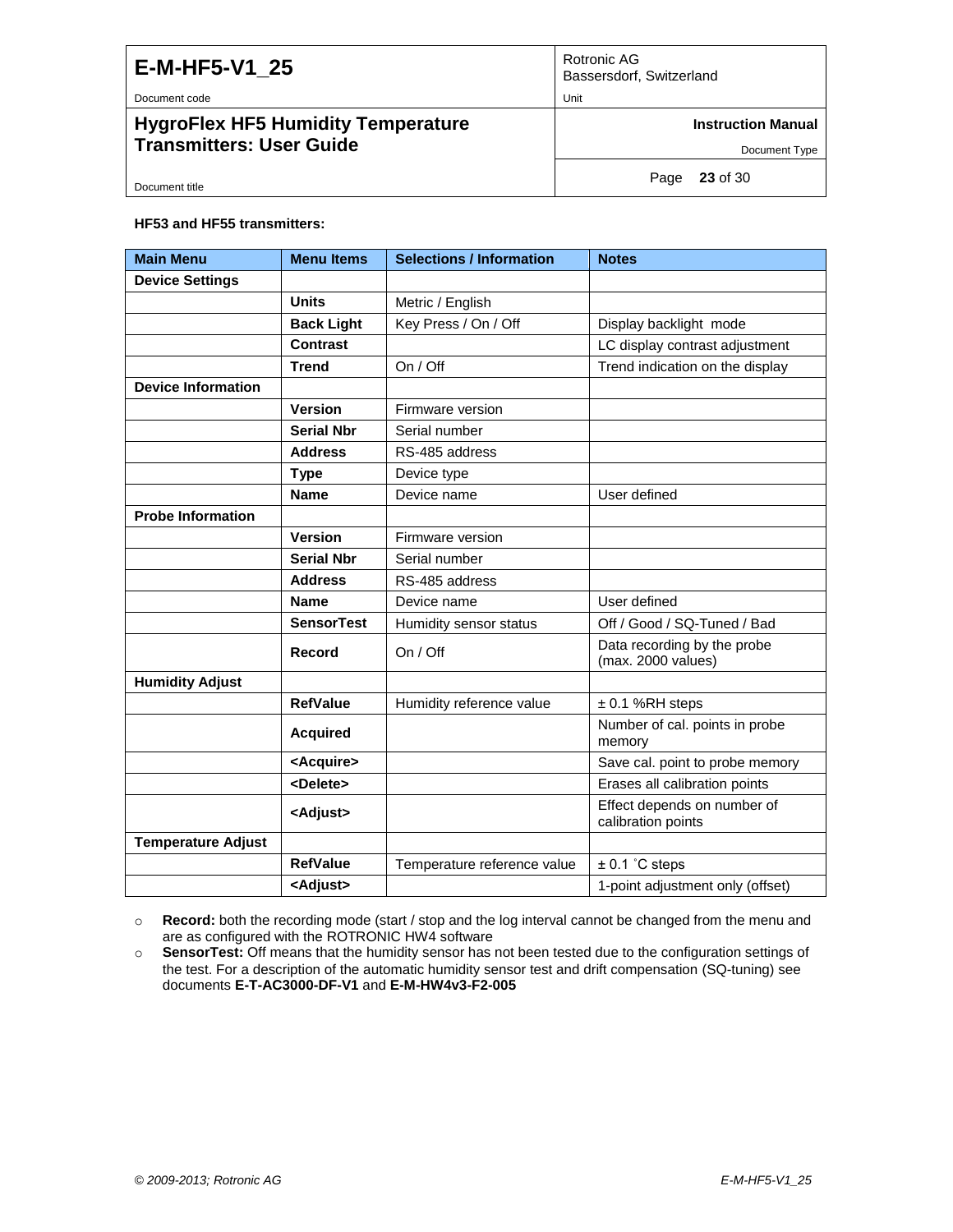**HF53 and HF55 transmitters:**

| Main Menu | Menu Items | Selections / Information | Notes |
|---|---|---|---|
| **Device Settings** | | | |
| | **Units** | Metric / English | |
| | **Back Light** | Key Press / On / Off | Display backlight mode |
| | **Contrast** | | LC display contrast adjustment |
| | **Trend** | On / Off | Trend indication on the display |
| **Device Information** | | | |
| | **Version** | Firmware version | |
| | **Serial Nbr** | Serial number | |
| | **Address** | RS-485 address | |
| | **Type** | Device type | |
| | **Name** | Device name | User defined |
| **Probe Information** | | | |
| | **Version** | Firmware version | |
| | **Serial Nbr** | Serial number | |
| | **Address** | RS-485 address | |
| | **Name** | Device name | User defined |
| | **SensorTest** | Humidity sensor status | Off / Good / SQ-Tuned / Bad |
| | **Record** | On / Off | Data recording by the probe (max. 2000 values) |
| **Humidity Adjust** | | | |
| | **RefValue** | Humidity reference value | ± 0.1 %RH steps |
| | **Acquired** | | Number of cal. points in probe memory |
| | **<Acquire>** | | Save cal. point to probe memory |
| | **<Delete>** | | Erases all calibration points |
| | **<Adjust>** | | Effect depends on number of calibration points |
| **Temperature Adjust** | | | |
| | **RefValue** | Temperature reference value | ± 0.1 °C steps |
| | **<Adjust>** | | 1-point adjustment only (offset) |

- **Record:** both the recording mode (start / stop and the log interval cannot be changed from the menu and are as configured with the ROTRONIC HW4 software
- **SensorTest:** Off means that the humidity sensor has not been tested due to the configuration settings of the test. For a description of the automatic humidity sensor test and drift compensation (SQ-tuning) see documents **E-T-AC3000-DF-V1** and **E-M-HW4v3-F2-005**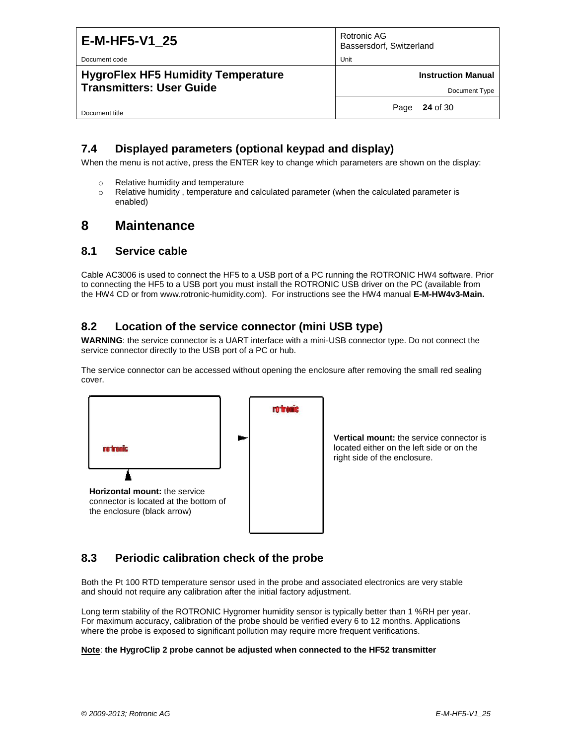## 7.4 Displayed parameters (optional keypad and display)

When the menu is not active, press the ENTER key to change which parameters are shown on the display:

- Relative humidity and temperature
- Relative humidity , temperature and calculated parameter (when the calculated parameter is enabled)

# 8 Maintenance

## 8.1 Service cable

Cable AC3006 is used to connect the HF5 to a USB port of a PC running the ROTRONIC HW4 software. Prior to connecting the HF5 to a USB port you must install the ROTRONIC USB driver on the PC (available from the HW4 CD or from www.rotronic-humidity.com). For instructions see the HW4 manual **E-M-HW4v3-Main.**

## 8.2 Location of the service connector (mini USB type)

**WARNING**: the service connector is a UART interface with a mini-USB connector type. Do not connect the service connector directly to the USB port of a PC or hub.

The service connector can be accessed without opening the enclosure after removing the small red sealing cover.

**Horizontal mount:** the service connector is located at the bottom of the enclosure (black arrow)

**Vertical mount:** the service connector is located either on the left side or on the right side of the enclosure.

## 8.3 Periodic calibration check of the probe

Both the Pt 100 RTD temperature sensor used in the probe and associated electronics are very stable and should not require any calibration after the initial factory adjustment.

Long term stability of the ROTRONIC Hygromer humidity sensor is typically better than 1 %RH per year. For maximum accuracy, calibration of the probe should be verified every 6 to 12 months. Applications where the probe is exposed to significant pollution may require more frequent verifications.

**Note**: **the HygroClip 2 probe cannot be adjusted when connected to the HF52 transmitter**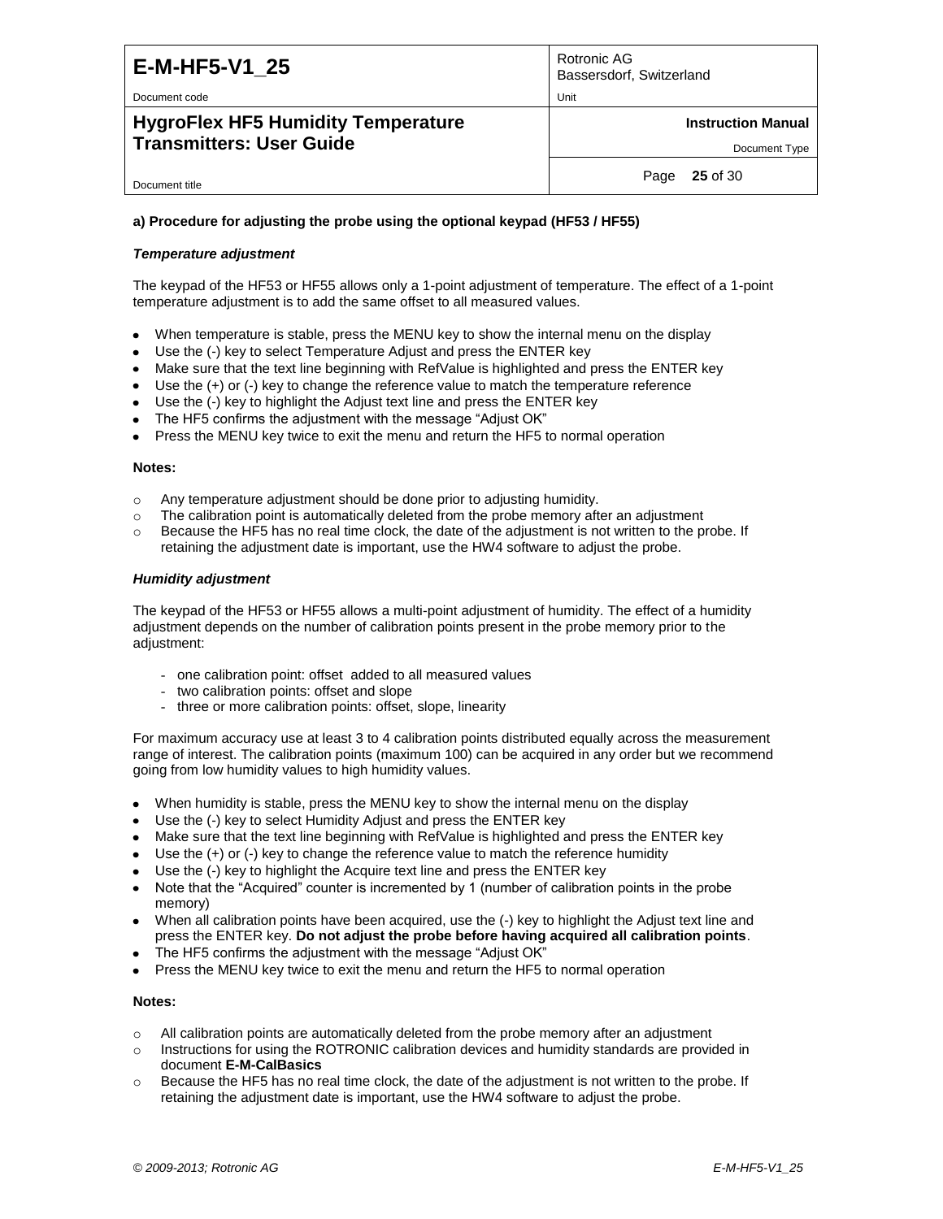**a) Procedure for adjusting the probe using the optional keypad (HF53 / HF55)**

***Temperature adjustment***

The keypad of the HF53 or HF55 allows only a 1-point adjustment of temperature. The effect of a 1-point temperature adjustment is to add the same offset to all measured values.

- When temperature is stable, press the MENU key to show the internal menu on the display
- Use the (-) key to select Temperature Adjust and press the ENTER key
- Make sure that the text line beginning with RefValue is highlighted and press the ENTER key
- Use the (+) or (-) key to change the reference value to match the temperature reference
- Use the (-) key to highlight the Adjust text line and press the ENTER key
- The HF5 confirms the adjustment with the message “Adjust OK”
- Press the MENU key twice to exit the menu and return the HF5 to normal operation

**Notes:**

- Any temperature adjustment should be done prior to adjusting humidity.
- The calibration point is automatically deleted from the probe memory after an adjustment
- Because the HF5 has no real time clock, the date of the adjustment is not written to the probe. If retaining the adjustment date is important, use the HW4 software to adjust the probe.

***Humidity adjustment***

The keypad of the HF53 or HF55 allows a multi-point adjustment of humidity. The effect of a humidity adjustment depends on the number of calibration points present in the probe memory prior to the adjustment:

- one calibration point: offset added to all measured values
- two calibration points: offset and slope
- three or more calibration points: offset, slope, linearity

For maximum accuracy use at least 3 to 4 calibration points distributed equally across the measurement range of interest. The calibration points (maximum 100) can be acquired in any order but we recommend going from low humidity values to high humidity values.

- When humidity is stable, press the MENU key to show the internal menu on the display
- Use the (-) key to select Humidity Adjust and press the ENTER key
- Make sure that the text line beginning with RefValue is highlighted and press the ENTER key
- Use the (+) or (-) key to change the reference value to match the reference humidity
- Use the (-) key to highlight the Acquire text line and press the ENTER key
- Note that the “Acquired” counter is incremented by 1 (number of calibration points in the probe memory)
- When all calibration points have been acquired, use the (-) key to highlight the Adjust text line and press the ENTER key. **Do not adjust the probe before having acquired all calibration points**.
- The HF5 confirms the adjustment with the message “Adjust OK”
- Press the MENU key twice to exit the menu and return the HF5 to normal operation

**Notes:**

- All calibration points are automatically deleted from the probe memory after an adjustment
- Instructions for using the ROTRONIC calibration devices and humidity standards are provided in document **E-M-CalBasics**
- Because the HF5 has no real time clock, the date of the adjustment is not written to the probe. If retaining the adjustment date is important, use the HW4 software to adjust the probe.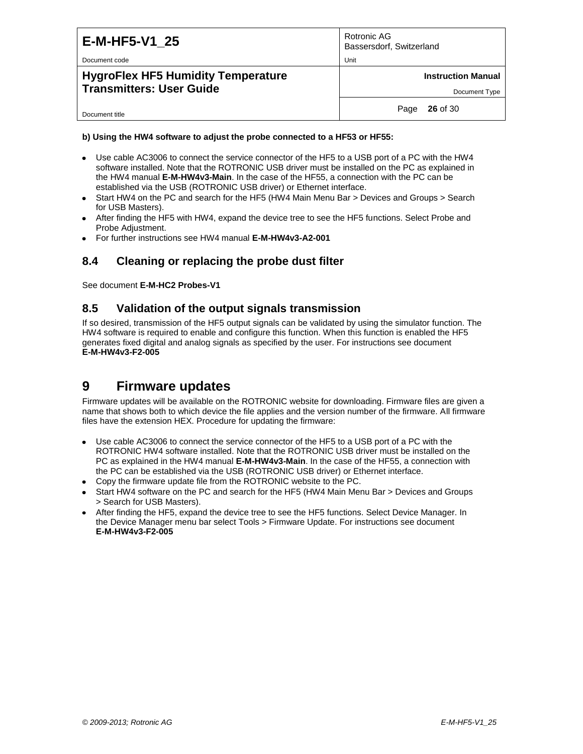**b) Using the HW4 software to adjust the probe connected to a HF53 or HF55:**

- Use cable AC3006 to connect the service connector of the HF5 to a USB port of a PC with the HW4 software installed. Note that the ROTRONIC USB driver must be installed on the PC as explained in the HW4 manual **E-M-HW4v3-Main**. In the case of the HF55, a connection with the PC can be established via the USB (ROTRONIC USB driver) or Ethernet interface.
- Start HW4 on the PC and search for the HF5 (HW4 Main Menu Bar > Devices and Groups > Search for USB Masters).
- After finding the HF5 with HW4, expand the device tree to see the HF5 functions. Select Probe and Probe Adjustment.
- For further instructions see HW4 manual **E-M-HW4v3-A2-001**

## 8.4 Cleaning or replacing the probe dust filter

See document **E-M-HC2 Probes-V1**

## 8.5 Validation of the output signals transmission

If so desired, transmission of the HF5 output signals can be validated by using the simulator function. The HW4 software is required to enable and configure this function. When this function is enabled the HF5 generates fixed digital and analog signals as specified by the user. For instructions see document **E-M-HW4v3-F2-005**

# 9 Firmware updates

Firmware updates will be available on the ROTRONIC website for downloading. Firmware files are given a name that shows both to which device the file applies and the version number of the firmware. All firmware files have the extension HEX. Procedure for updating the firmware:

- Use cable AC3006 to connect the service connector of the HF5 to a USB port of a PC with the ROTRONIC HW4 software installed. Note that the ROTRONIC USB driver must be installed on the PC as explained in the HW4 manual **E-M-HW4v3-Main**. In the case of the HF55, a connection with the PC can be established via the USB (ROTRONIC USB driver) or Ethernet interface.
- Copy the firmware update file from the ROTRONIC website to the PC.
- Start HW4 software on the PC and search for the HF5 (HW4 Main Menu Bar > Devices and Groups > Search for USB Masters).
- After finding the HF5, expand the device tree to see the HF5 functions. Select Device Manager. In the Device Manager menu bar select Tools > Firmware Update. For instructions see document **E-M-HW4v3-F2-005**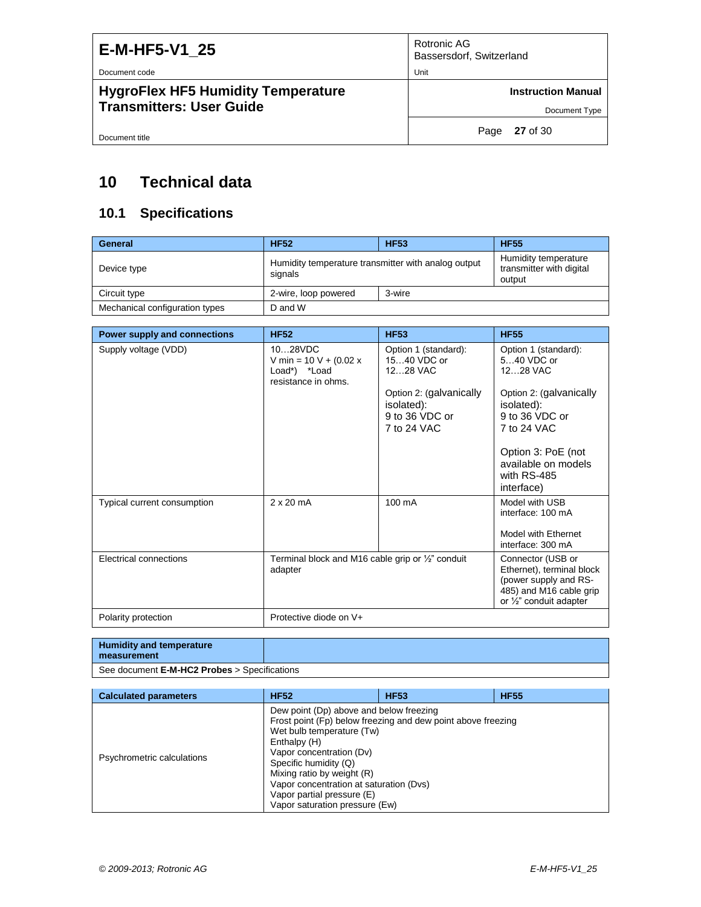# 10 Technical data

## 10.1 Specifications

| General | HF52 | HF53 | HF55 |
|---|---|---|---|
| Device type | Humidity temperature transmitter with analog output signals | | Humidity temperature transmitter with digital output |
| Circuit type | 2-wire, loop powered | 3-wire | |
| Mechanical configuration types | D and W | | |

| Power supply and connections | HF52 | HF53 | HF55 |
|---|---|---|---|
| Supply voltage (VDD) | 10…28VDC<br>V min = 10 V + (0.02 x Load*) *Load resistance in ohms. | Option 1 (standard):<br>15…40 VDC or<br>12…28 VAC<br><br>Option 2: (galvanically isolated):<br>9 to 36 VDC or<br>7 to 24 VAC | Option 1 (standard):<br>5…40 VDC or<br>12…28 VAC<br><br>Option 2: (galvanically isolated):<br>9 to 36 VDC or<br>7 to 24 VAC<br><br>Option 3: PoE (not available on models with RS-485 interface) |
| Typical current consumption | 2 x 20 mA | 100 mA | Model with USB interface: 100 mA<br><br>Model with Ethernet interface: 300 mA |
| Electrical connections | Terminal block and M16 cable grip or ½" conduit adapter | | Connector (USB or Ethernet), terminal block (power supply and RS-485) and M16 cable grip or ½" conduit adapter |
| Polarity protection | Protective diode on V+ | | |

| Humidity and temperature measurement | |
|---|---|
| See document **E-M-HC2 Probes** > Specifications | |

| Calculated parameters | HF52 | HF53 | HF55 |
|---|---|---|---|
| Psychrometric calculations | Dew point (Dp) above and below freezing<br>Frost point (Fp) below freezing and dew point above freezing<br>Wet bulb temperature (Tw)<br>Enthalpy (H)<br>Vapor concentration (Dv)<br>Specific humidity (Q)<br>Mixing ratio by weight (R)<br>Vapor concentration at saturation (Dvs)<br>Vapor partial pressure (E)<br>Vapor saturation pressure (Ew) | | |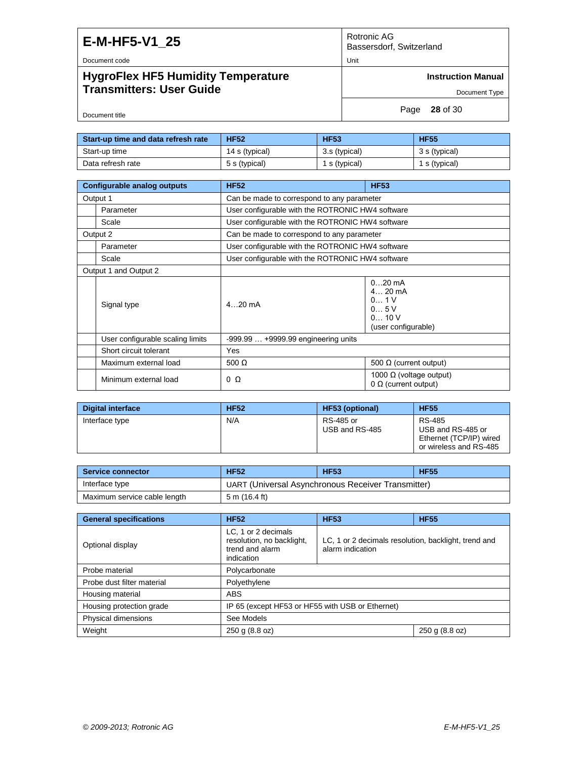| Start-up time and data refresh rate | HF52 | HF53 | HF55 |
|---|---|---|---|
| Start-up time | 14 s (typical) | 3.s (typical) | 3 s (typical) |
| Data refresh rate | 5 s (typical) | 1 s (typical) | 1 s (typical) |

| Configurable analog outputs | | HF52 | HF53 |
|---|---|---|---|
| Output 1 | | Can be made to correspond to any parameter | |
| | Parameter | User configurable with the ROTRONIC HW4 software | |
| | Scale | User configurable with the ROTRONIC HW4 software | |
| Output 2 | | Can be made to correspond to any parameter | |
| | Parameter | User configurable with the ROTRONIC HW4 software | |
| | Scale | User configurable with the ROTRONIC HW4 software | |
| Output 1 and Output 2 | | | |
| | Signal type | 4…20 mA | 0…20 mA<br>4… 20 mA<br>0… 1 V<br>0… 5 V<br>0… 10 V<br>(user configurable) |
| | User configurable scaling limits | -999.99 … +9999.99 engineering units | |
| | Short circuit tolerant | Yes | |
| | Maximum external load | 500 Ω | 500 Ω (current output) |
| | Minimum external load | 0 Ω | 1000 Ω (voltage output)<br>0 Ω (current output) |

| Digital interface | HF52 | HF53 (optional) | HF55 |
|---|---|---|---|
| Interface type | N/A | RS-485 or<br>USB and RS-485 | RS-485<br>USB and RS-485 or<br>Ethernet (TCP/IP) wired or wireless and RS-485 |

| Service connector | HF52 | HF53 | HF55 |
|---|---|---|---|
| Interface type | UART (Universal Asynchronous Receiver Transmitter) | | |
| Maximum service cable length | 5 m (16.4 ft) | | |

| General specifications | HF52 | HF53 | HF55 |
|---|---|---|---|
| Optional display | LC, 1 or 2 decimals resolution, no backlight, trend and alarm indication | LC, 1 or 2 decimals resolution, backlight, trend and alarm indication | |
| Probe material | Polycarbonate | | |
| Probe dust filter material | Polyethylene | | |
| Housing material | ABS | | |
| Housing protection grade | IP 65 (except HF53 or HF55 with USB or Ethernet) | | |
| Physical dimensions | See Models | | |
| Weight | 250 g (8.8 oz) | | 250 g (8.8 oz) |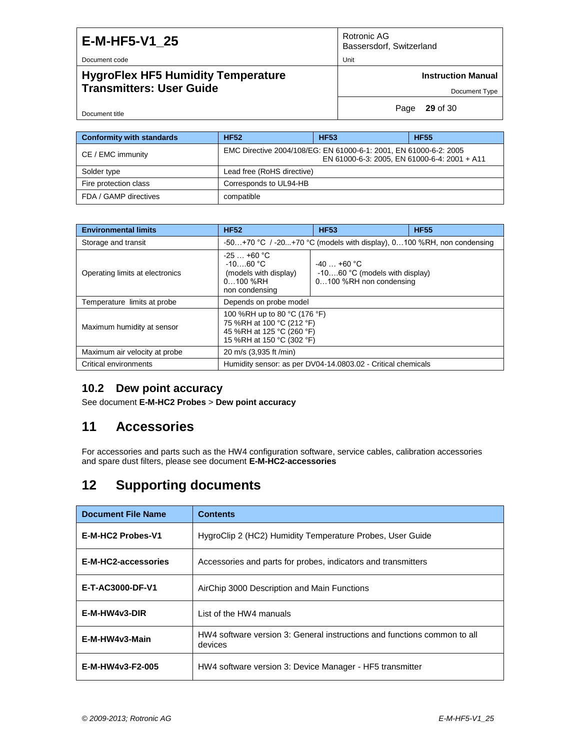| Conformity with standards | HF52 | HF53 | HF55 |
|---|---|---|---|
| CE / EMC immunity | EMC Directive 2004/108/EG: EN 61000-6-1: 2001, EN 61000-6-2: 2005 EN 61000-6-3: 2005, EN 61000-6-4: 2001 + A11 | | |
| Solder type | Lead free (RoHS directive) | | |
| Fire protection class | Corresponds to UL94-HB | | |
| FDA / GAMP directives | compatible | | |

| Environmental limits | HF52 | HF53 | HF55 |
|---|---|---|---|
| Storage and transit | -50…+70 °C / -20...+70 °C (models with display), 0…100 %RH, non condensing | | |
| Operating limits at electronics | -25 … +60 °C -10….60 °C (models with display) 0…100 %RH non condensing | -40 … +60 °C -10….60 °C (models with display) 0…100 %RH non condensing | |
| Temperature limits at probe | Depends on probe model | | |
| Maximum humidity at sensor | 100 %RH up to 80 °C (176 °F) 75 %RH at 100 °C (212 °F) 45 %RH at 125 °C (260 °F) 15 %RH at 150 °C (302 °F) | | |
| Maximum air velocity at probe | 20 m/s (3,935 ft /min) | | |
| Critical environments | Humidity sensor: as per DV04-14.0803.02 - Critical chemicals | | |

## 10.2 Dew point accuracy

See document **E-M-HC2 Probes** > **Dew point accuracy**

# 11 Accessories

For accessories and parts such as the HW4 configuration software, service cables, calibration accessories and spare dust filters, please see document **E-M-HC2-accessories**

# 12 Supporting documents

| Document File Name | Contents |
|---|---|
| **E-M-HC2 Probes-V1** | HygroClip 2 (HC2) Humidity Temperature Probes, User Guide |
| **E-M-HC2-accessories** | Accessories and parts for probes, indicators and transmitters |
| **E-T-AC3000-DF-V1** | AirChip 3000 Description and Main Functions |
| **E-M-HW4v3-DIR** | List of the HW4 manuals |
| **E-M-HW4v3-Main** | HW4 software version 3: General instructions and functions common to all devices |
| **E-M-HW4v3-F2-005** | HW4 software version 3: Device Manager - HF5 transmitter |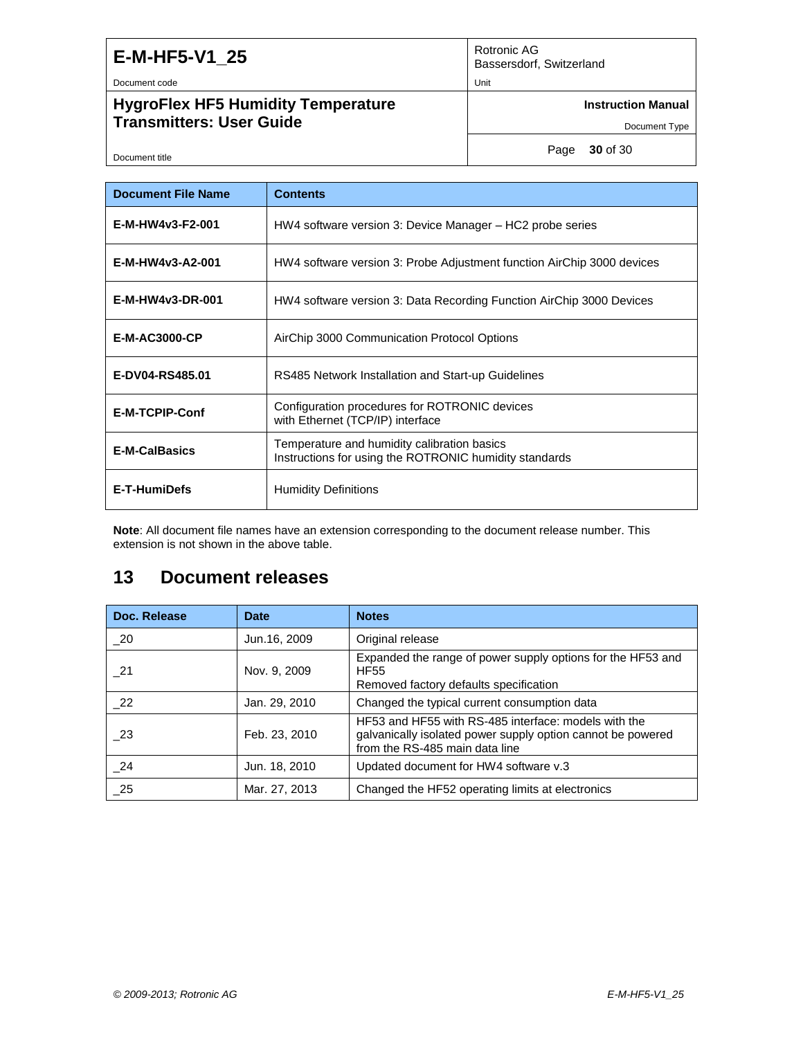| Document File Name | Contents |
|---|---|
| **E-M-HW4v3-F2-001** | HW4 software version 3: Device Manager – HC2 probe series |
| **E-M-HW4v3-A2-001** | HW4 software version 3: Probe Adjustment function AirChip 3000 devices |
| **E-M-HW4v3-DR-001** | HW4 software version 3: Data Recording Function AirChip 3000 Devices |
| **E-M-AC3000-CP** | AirChip 3000 Communication Protocol Options |
| **E-DV04-RS485.01** | RS485 Network Installation and Start-up Guidelines |
| **E-M-TCPIP-Conf** | Configuration procedures for ROTRONIC devices with Ethernet (TCP/IP) interface |
| **E-M-CalBasics** | Temperature and humidity calibration basics Instructions for using the ROTRONIC humidity standards |
| **E-T-HumiDefs** | Humidity Definitions |

**Note**: All document file names have an extension corresponding to the document release number. This extension is not shown in the above table.

## 13 Document releases

| Doc. Release | Date | Notes |
|---|---|---|
| _20 | Jun.16, 2009 | Original release |
| _21 | Nov. 9, 2009 | Expanded the range of power supply options for the HF53 and HF55<br>Removed factory defaults specification |
| _22 | Jan. 29, 2010 | Changed the typical current consumption data |
| _23 | Feb. 23, 2010 | HF53 and HF55 with RS-485 interface: models with the galvanically isolated power supply option cannot be powered from the RS-485 main data line |
| _24 | Jun. 18, 2010 | Updated document for HW4 software v.3 |
| _25 | Mar. 27, 2013 | Changed the HF52 operating limits at electronics |